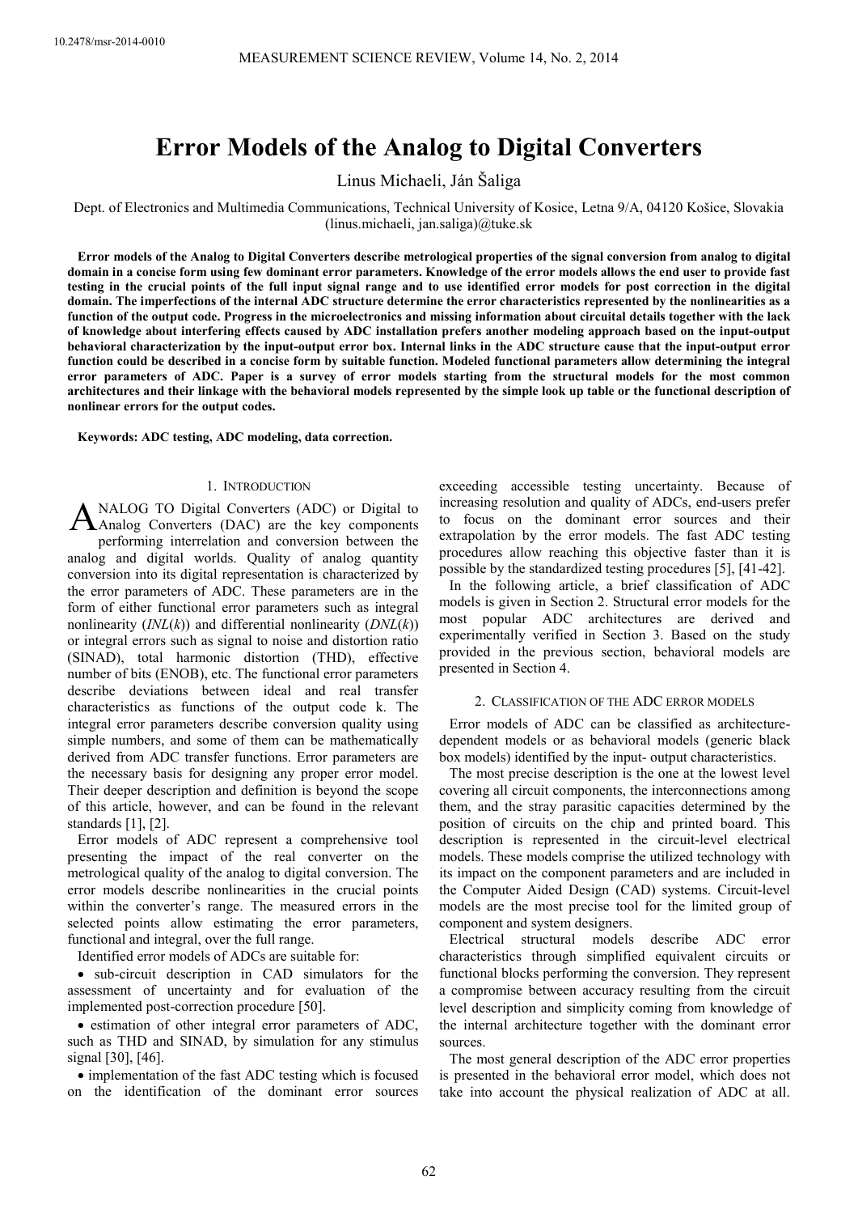# Error Models of the Analog to Digital Converters

Linus Michaeli, Ján Šaliga

Dept. of Electronics and Multimedia Communications, Technical University of Kosice, Letna 9/A, 04120 Košice, Slovakia (linus.michaeli, jan.saliga)@tuke.sk

**Error models of the Analog to Digital Converters describe metrological properties of the signal conversion from analog to digital domain in a concise form using few dominant error parameters. Knowledge of the error models allows the end user to provide fast testing in the crucial points of the full input signal range and to use identified error models for post correction in the digital domain. The imperfections of the internal ADC structure determine the error characteristics represented by the nonlinearities as a function of the output code. Progress in the microelectronics and missing information about circuital details together with the lack of knowledge about interfering effects caused by ADC installation prefers another modeling approach based on the input-output behavioral characterization by the input-output error box. Internal links in the ADC structure cause that the input-output error function could be described in a concise form by suitable function. Modeled functional parameters allow determining the integral error parameters of ADC. Paper is a survey of error models starting from the structural models for the most common architectures and their linkage with the behavioral models represented by the simple look up table or the functional description of nonlinear errors for the output codes.**

**Keywords: ADC testing, ADC modeling, data correction.**

## 1. Introduction

Analog to Digital Converters (ADC) or Digital to Analog Converters (DAC) are the key components performing interrelation and conversion between the analog and digital worlds. Quality of analog quantity conversion into its digital representation is characterized by the error parameters of ADC. These parameters are in the form of either functional error parameters such as integral nonlinearity (*INL*(*k*)) and differential nonlinearity (*DNL*(*k*)) or integral errors such as signal to noise and distortion ratio (SINAD), total harmonic distortion (THD), effective number of bits (ENOB), etc. The functional error parameters describe deviations between ideal and real transfer characteristics as functions of the output code k. The integral error parameters describe conversion quality using simple numbers, and some of them can be mathematically derived from ADC transfer functions. Error parameters are the necessary basis for designing any proper error model. Their deeper description and definition is beyond the scope of this article, however, and can be found in the relevant standards [1], [2].

Error models of ADC represent a comprehensive tool presenting the impact of the real converter on the metrological quality of the analog to digital conversion. The error models describe nonlinearities in the crucial points within the converter's range. The measured errors in the selected points allow estimating the error parameters, functional and integral, over the full range.

Identified error models of ADCs are suitable for:

- sub-circuit description in CAD simulators for the assessment of uncertainty and for evaluation of the implemented post-correction procedure [50].
- estimation of other integral error parameters of ADC, such as THD and SINAD, by simulation for any stimulus signal [30], [46].
- implementation of the fast ADC testing which is focused on the identification of the dominant error sources exceeding accessible testing uncertainty. Because of increasing resolution and quality of ADCs, end-users prefer to focus on the dominant error sources and their extrapolation by the error models. The fast ADC testing procedures allow reaching this objective faster than it is possible by the standardized testing procedures [5], [41-42].

In the following article, a brief classification of ADC models is given in Section 2. Structural error models for the most popular ADC architectures are derived and experimentally verified in Section 3. Based on the study provided in the previous section, behavioral models are presented in Section 4.

## 2. Classification of the ADC error models

Error models of ADC can be classified as architecture-dependent models or as behavioral models (generic black box models) identified by the input- output characteristics.

The most precise description is the one at the lowest level covering all circuit components, the interconnections among them, and the stray parasitic capacities determined by the position of circuits on the chip and printed board. This description is represented in the circuit-level electrical models. These models comprise the utilized technology with its impact on the component parameters and are included in the Computer Aided Design (CAD) systems. Circuit-level models are the most precise tool for the limited group of component and system designers.

Electrical structural models describe ADC error characteristics through simplified equivalent circuits or functional blocks performing the conversion. They represent a compromise between accuracy resulting from the circuit level description and simplicity coming from knowledge of the internal architecture together with the dominant error sources.

The most general description of the ADC error properties is presented in the behavioral error model, which does not take into account the physical realization of ADC at all.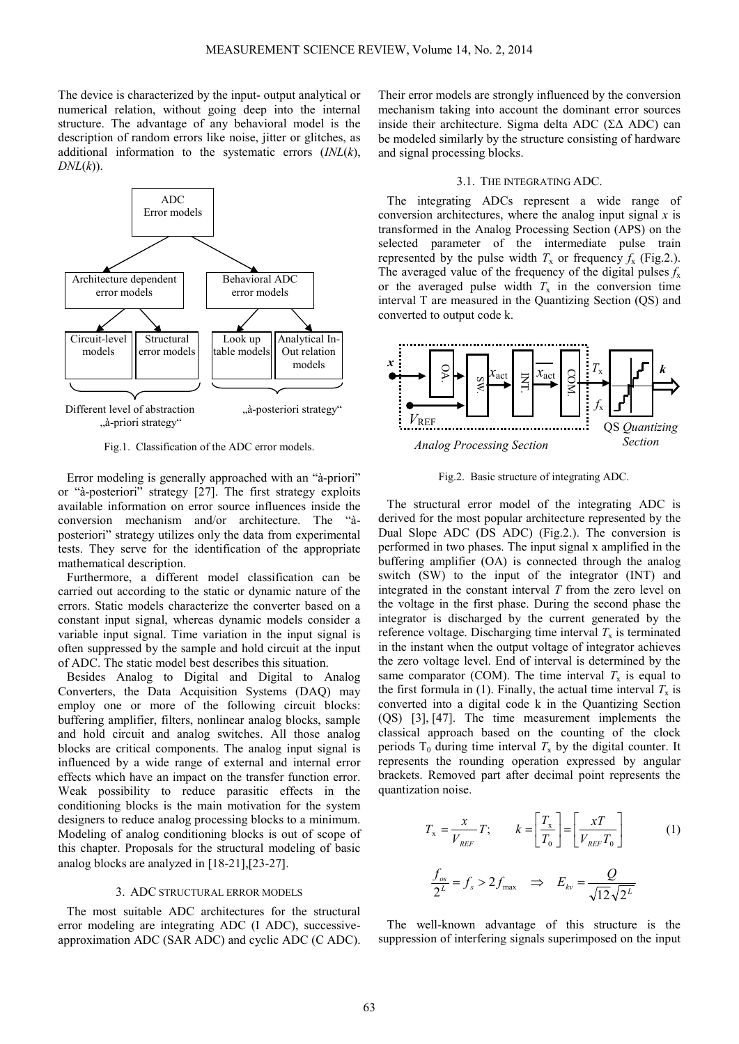The device is characterized by the input- output analytical or numerical relation, without going deep into the internal structure. The advantage of any behavioral model is the description of random errors like noise, jitter or glitches, as additional information to the systematic errors ($INL(k)$, $DNL(k)$).

Fig.1. Classification of the ADC error models.

Error modeling is generally approached with an "à-priori" or "à-posteriori" strategy [27]. The first strategy exploits available information on error source influences inside the conversion mechanism and/or architecture. The "à-posteriori" strategy utilizes only the data from experimental tests. They serve for the identification of the appropriate mathematical description.

Furthermore, a different model classification can be carried out according to the static or dynamic nature of the errors. Static models characterize the converter based on a constant input signal, whereas dynamic models consider a variable input signal. Time variation in the input signal is often suppressed by the sample and hold circuit at the input of ADC. The static model best describes this situation.

Besides Analog to Digital and Digital to Analog Converters, the Data Acquisition Systems (DAQ) may employ one or more of the following circuit blocks: buffering amplifier, filters, nonlinear analog blocks, sample and hold circuit and analog switches. All those analog blocks are critical components. The analog input signal is influenced by a wide range of external and internal error effects which have an impact on the transfer function error. Weak possibility to reduce parasitic effects in the conditioning blocks is the main motivation for the system designers to reduce analog processing blocks to a minimum. Modeling of analog conditioning blocks is out of scope of this chapter. Proposals for the structural modeling of basic analog blocks are analyzed in [18-21],[23-27].

## 3. ADC STRUCTURAL ERROR MODELS

The most suitable ADC architectures for the structural error modeling are integrating ADC (I ADC), successive-approximation ADC (SAR ADC) and cyclic ADC (C ADC). Their error models are strongly influenced by the conversion mechanism taking into account the dominant error sources inside their architecture. Sigma delta ADC (ΣΔ ADC) can be modeled similarly by the structure consisting of hardware and signal processing blocks.

### 3.1. THE INTEGRATING ADC.

The integrating ADCs represent a wide range of conversion architectures, where the analog input signal $x$ is transformed in the Analog Processing Section (APS) on the selected parameter of the intermediate pulse train represented by the pulse width $T_x$ or frequency $f_x$ (Fig.2.). The averaged value of the frequency of the digital pulses $f_x$ or the averaged pulse width $T_x$ in the conversion time interval T are measured in the Quantizing Section (QS) and converted to output code k.

Fig.2. Basic structure of integrating ADC.

The structural error model of the integrating ADC is derived for the most popular architecture represented by the Dual Slope ADC (DS ADC) (Fig.2.). The conversion is performed in two phases. The input signal x amplified in the buffering amplifier (OA) is connected through the analog switch (SW) to the input of the integrator (INT) and integrated in the constant interval $T$ from the zero level on the voltage in the first phase. During the second phase the integrator is discharged by the current generated by the reference voltage. Discharging time interval $T_x$ is terminated in the instant when the output voltage of integrator achieves the zero voltage level. End of interval is determined by the same comparator (COM). The time interval $T_x$ is equal to the first formula in (1). Finally, the actual time interval $T_x$ is converted into a digital code k in the Quantizing Section (QS) [3], [47]. The time measurement implements the classical approach based on the counting of the clock periods $T_0$ during time interval $T_x$ by the digital counter. It represents the rounding operation expressed by angular brackets. Removed part after decimal point represents the quantization noise.

$$T_x = \frac{x}{V_{REF}} T; \qquad k = \left[\frac{T_x}{T_0}\right] = \left[\frac{xT}{V_{REF} T_0}\right] \tag{1}$$

$$\frac{f_{os}}{2^L} = f_s > 2 f_{\max} \quad \Rightarrow \quad E_{kv} = \frac{Q}{\sqrt{12}\sqrt{2^L}}$$

The well-known advantage of this structure is the suppression of interfering signals superimposed on the input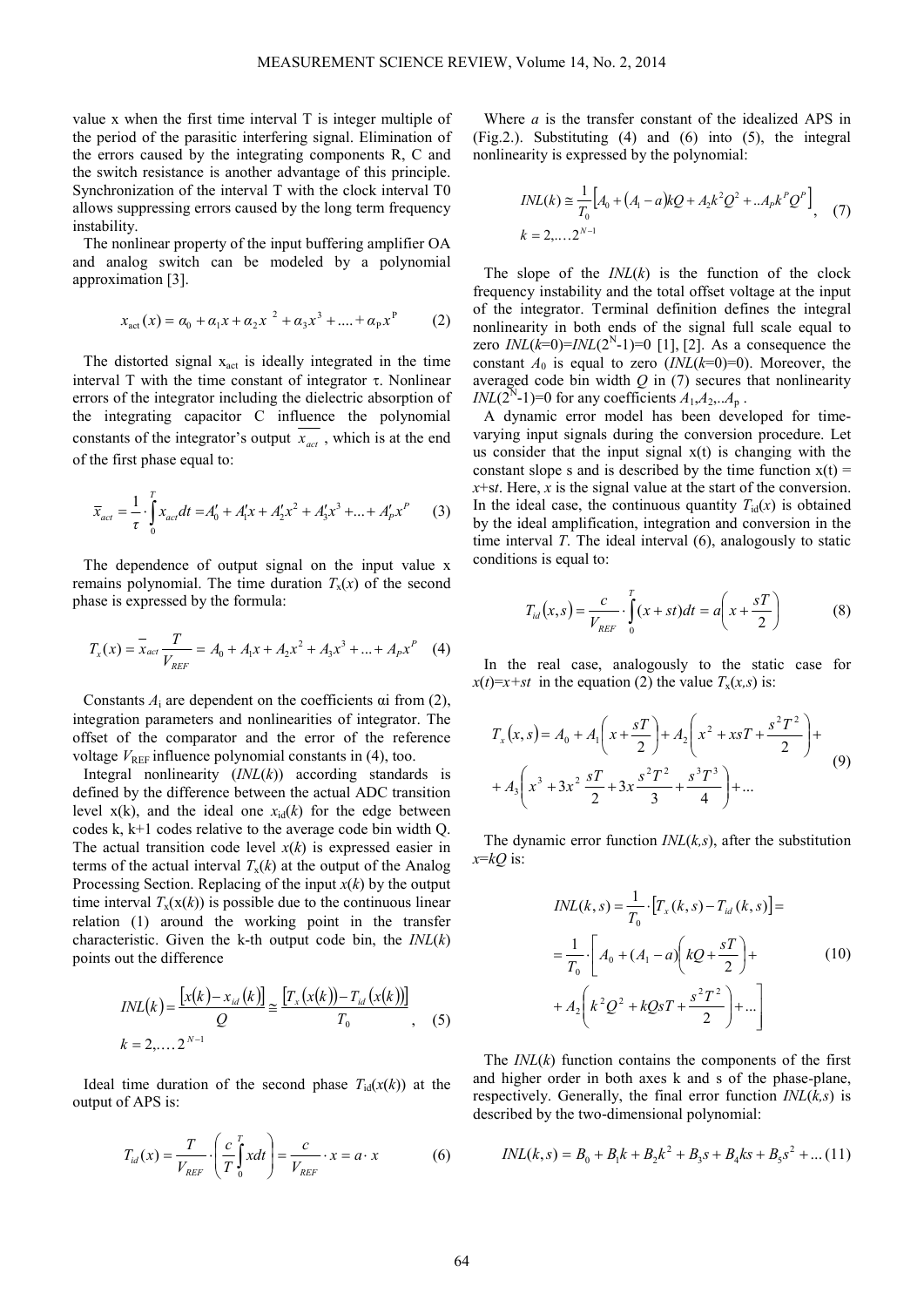value x when the first time interval T is integer multiple of the period of the parasitic interfering signal. Elimination of the errors caused by the integrating components R, C and the switch resistance is another advantage of this principle. Synchronization of the interval T with the clock interval T0 allows suppressing errors caused by the long term frequency instability.

The nonlinear property of the input buffering amplifier OA and analog switch can be modeled by a polynomial approximation [3].

$$x_{\mathrm{act}}(x) = \alpha_0 + \alpha_1 x + \alpha_2 x^2 + \alpha_3 x^3 + .... + \alpha_P x^P \tag{2}$$

The distorted signal $x_{act}$ is ideally integrated in the time interval T with the time constant of integrator $\tau$. Nonlinear errors of the integrator including the dielectric absorption of the integrating capacitor C influence the polynomial constants of the integrator's output $\overline{x_{act}}$, which is at the end of the first phase equal to:

$$\overline{x_{act}} = \frac{1}{\tau} \cdot \int_0^T x_{act} dt = A'_0 + A'_1 x + A'_2 x^2 + A'_3 x^3 + ... + A'_P x^P \tag{3}$$

The dependence of output signal on the input value x remains polynomial. The time duration $T_x(x)$ of the second phase is expressed by the formula:

$$T_x(x) = \overline{x_{act}} \frac{T}{V_{REF}} = A_0 + A_1 x + A_2 x^2 + A_3 x^3 + ... + A_P x^P \tag{4}$$

Constants $A_i$ are dependent on the coefficients $\alpha$i from (2), integration parameters and nonlinearities of integrator. The offset of the comparator and the error of the reference voltage $V_{REF}$ influence polynomial constants in (4), too.

Integral nonlinearity ($INL(k)$) according standards is defined by the difference between the actual ADC transition level x(k), and the ideal one $x_{id}(k)$ for the edge between codes k, k+1 codes relative to the average code bin width Q. The actual transition code level $x(k)$ is expressed easier in terms of the actual interval $T_x(k)$ at the output of the Analog Processing Section. Replacing of the input $x(k)$ by the output time interval $T_x(x(k))$ is possible due to the continuous linear relation (1) around the working point in the transfer characteristic. Given the k-th output code bin, the $INL(k)$ points out the difference

$$INL(k) = \frac{[x(k) - x_{id}(k)]}{Q} \cong \frac{[T_x(x(k)) - T_{id}(x(k))]}{T_0}, \quad k = 2, \dots 2^{N-1} \tag{5}$$

Ideal time duration of the second phase $T_{id}(x(k))$ at the output of APS is:

$$T_{id}(x) = \frac{T}{V_{REF}} \cdot \left( \frac{c}{T} \int_0^T x dt \right) = \frac{c}{V_{REF}} \cdot x = a \cdot x \tag{6}$$

Where $a$ is the transfer constant of the idealized APS in (Fig.2.). Substituting (4) and (6) into (5), the integral nonlinearity is expressed by the polynomial:

$$INL(k) \cong \frac{1}{T_0}\left[A_0 + (A_1 - a)kQ + A_2 k^2 Q^2 + ..A_P k^P Q^P\right], \quad k = 2, \dots 2^{N-1} \tag{7}$$

The slope of the $INL(k)$ is the function of the clock frequency instability and the total offset voltage at the input of the integrator. Terminal definition defines the integral nonlinearity in both ends of the signal full scale equal to zero $INL(k=0)=INL(2^N-1)=0$ [1], [2]. As a consequence the constant $A_0$ is equal to zero ($INL(k=0)=0$). Moreover, the averaged code bin width $Q$ in (7) secures that nonlinearity $INL(2^N-1)=0$ for any coefficients $A_1, A_2, ..A_p$ .

A dynamic error model has been developed for time-varying input signals during the conversion procedure. Let us consider that the input signal x(t) is changing with the constant slope s and is described by the time function $x(t) = x+st$. Here, $x$ is the signal value at the start of the conversion. In the ideal case, the continuous quantity $T_{id}(x)$ is obtained by the ideal amplification, integration and conversion in the time interval $T$. The ideal interval (6), analogously to static conditions is equal to:

$$T_{id}(x,s) = \frac{c}{V_{REF}} \cdot \int_0^T (x + st) dt = a\left(x + \frac{sT}{2}\right) \tag{8}$$

In the real case, analogously to the static case for $x(t)=x+st$ in the equation (2) the value $T_x(x,s)$ is:

$$\begin{aligned} T_x(x,s) &= A_0 + A_1\left(x + \frac{sT}{2}\right) + A_2\left(x^2 + xsT + \frac{s^2T^2}{2}\right) + \\ &+ A_3\left(x^3 + 3x^2\frac{sT}{2} + 3x\frac{s^2T^2}{3} + \frac{s^3T^3}{4}\right) + ... \end{aligned} \tag{9}$$

The dynamic error function $INL(k,s)$, after the substitution $x=kQ$ is:

$$\begin{aligned} INL(k,s) &= \frac{1}{T_0} \cdot [T_x(k,s) - T_{id}(k,s)] = \\ &= \frac{1}{T_0} \cdot \left[A_0 + (A_1 - a)\left(kQ + \frac{sT}{2}\right) + \right. \\ &\left. + A_2\left(k^2Q^2 + kQsT + \frac{s^2T^2}{2}\right) + ...\right] \end{aligned} \tag{10}$$

The $INL(k)$ function contains the components of the first and higher order in both axes k and s of the phase-plane, respectively. Generally, the final error function $INL(k,s)$ is described by the two-dimensional polynomial:

$$INL(k,s) = B_0 + B_1 k + B_2 k^2 + B_3 s + B_4 ks + B_5 s^2 + ... \tag{11}$$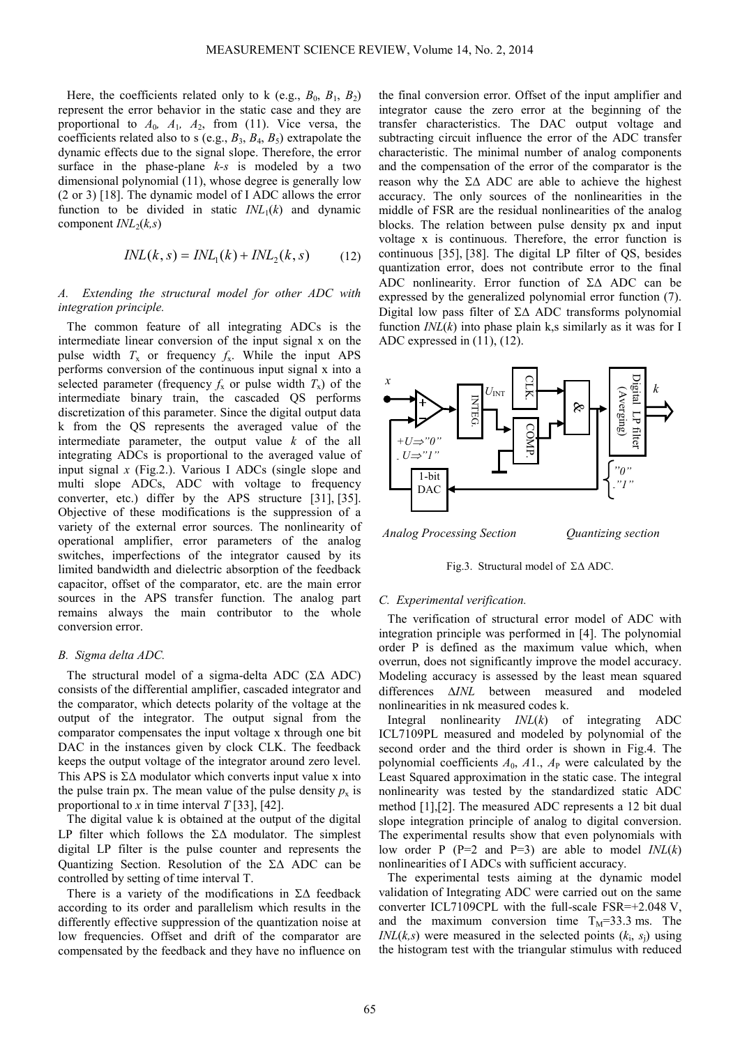Here, the coefficients related only to k (e.g., $B_0$, $B_1$, $B_2$) represent the error behavior in the static case and they are proportional to $A_0$, $A_1$, $A_2$, from (11). Vice versa, the coefficients related also to s (e.g., $B_3$, $B_4$, $B_5$) extrapolate the dynamic effects due to the signal slope. Therefore, the error surface in the phase-plane *k-s* is modeled by a two dimensional polynomial (11), whose degree is generally low (2 or 3) [18]. The dynamic model of I ADC allows the error function to be divided in static $INL_1(k)$ and dynamic component $INL_2(k,s)$

$$INL(k,s) = INL_1(k) + INL_2(k,s) \qquad (12)$$

### *A. Extending the structural model for other ADC with integration principle.*

The common feature of all integrating ADCs is the intermediate linear conversion of the input signal x on the pulse width $T_x$ or frequency $f_x$. While the input APS performs conversion of the continuous input signal x into a selected parameter (frequency $f_x$ or pulse width $T_x$) of the intermediate binary train, the cascaded QS performs discretization of this parameter. Since the digital output data k from the QS represents the averaged value of the intermediate parameter, the output value *k* of the all integrating ADCs is proportional to the averaged value of input signal *x* (Fig.2.). Various I ADCs (single slope and multi slope ADCs, ADC with voltage to frequency converter, etc.) differ by the APS structure [31], [35]. Objective of these modifications is the suppression of a variety of the external error sources. The nonlinearity of operational amplifier, error parameters of the analog switches, imperfections of the integrator caused by its limited bandwidth and dielectric absorption of the feedback capacitor, offset of the comparator, etc. are the main error sources in the APS transfer function. The analog part remains always the main contributor to the whole conversion error.

### *B. Sigma delta ADC.*

The structural model of a sigma-delta ADC (ΣΔ ADC) consists of the differential amplifier, cascaded integrator and the comparator, which detects polarity of the voltage at the output of the integrator. The output signal from the comparator compensates the input voltage x through one bit DAC in the instances given by clock CLK. The feedback keeps the output voltage of the integrator around zero level. This APS is ΣΔ modulator which converts input value x into the pulse train px. The mean value of the pulse density $p_x$ is proportional to *x* in time interval *T* [33], [42].

The digital value k is obtained at the output of the digital LP filter which follows the ΣΔ modulator. The simplest digital LP filter is the pulse counter and represents the Quantizing Section. Resolution of the ΣΔ ADC can be controlled by setting of time interval T.

There is a variety of the modifications in ΣΔ feedback according to its order and parallelism which results in the differently effective suppression of the quantization noise at low frequencies. Offset and drift of the comparator are compensated by the feedback and they have no influence on the final conversion error. Offset of the input amplifier and integrator cause the zero error at the beginning of the transfer characteristics. The DAC output voltage and subtracting circuit influence the error of the ADC transfer characteristic. The minimal number of analog components and the compensation of the error of the comparator is the reason why the ΣΔ ADC are able to achieve the highest accuracy. The only sources of the nonlinearities in the middle of FSR are the residual nonlinearities of the analog blocks. The relation between pulse density px and input voltage x is continuous. Therefore, the error function is continuous [35], [38]. The digital LP filter of QS, besides quantization error, does not contribute error to the final ADC nonlinearity. Error function of ΣΔ ADC can be expressed by the generalized polynomial error function (7). Digital low pass filter of ΣΔ ADC transforms polynomial function *INL*(*k*) into phase plain k,s similarly as it was for I ADC expressed in (11), (12).

Analog Processing Section    Quantizing section

Fig.3. Structural model of ΣΔ ADC.

### *C. Experimental verification.*

The verification of structural error model of ADC with integration principle was performed in [4]. The polynomial order P is defined as the maximum value which, when overrun, does not significantly improve the model accuracy. Modeling accuracy is assessed by the least mean squared differences Δ*INL* between measured and modeled nonlinearities in nk measured codes k.

Integral nonlinearity *INL*(*k*) of integrating ADC ICL7109PL measured and modeled by polynomial of the second order and the third order is shown in Fig.4. The polynomial coefficients $A_0$, *A*1., $A_P$ were calculated by the Least Squared approximation in the static case. The integral nonlinearity was tested by the standardized static ADC method [1],[2]. The measured ADC represents a 12 bit dual slope integration principle of analog to digital conversion. The experimental results show that even polynomials with low order P (P=2 and P=3) are able to model *INL*(*k*) nonlinearities of I ADCs with sufficient accuracy.

The experimental tests aiming at the dynamic model validation of Integrating ADC were carried out on the same converter ICL7109CPL with the full-scale FSR=+2.048 V, and the maximum conversion time $T_M$=33.3 ms. The *INL*(*k,s*) were measured in the selected points ($k_i$, $s_j$) using the histogram test with the triangular stimulus with reduced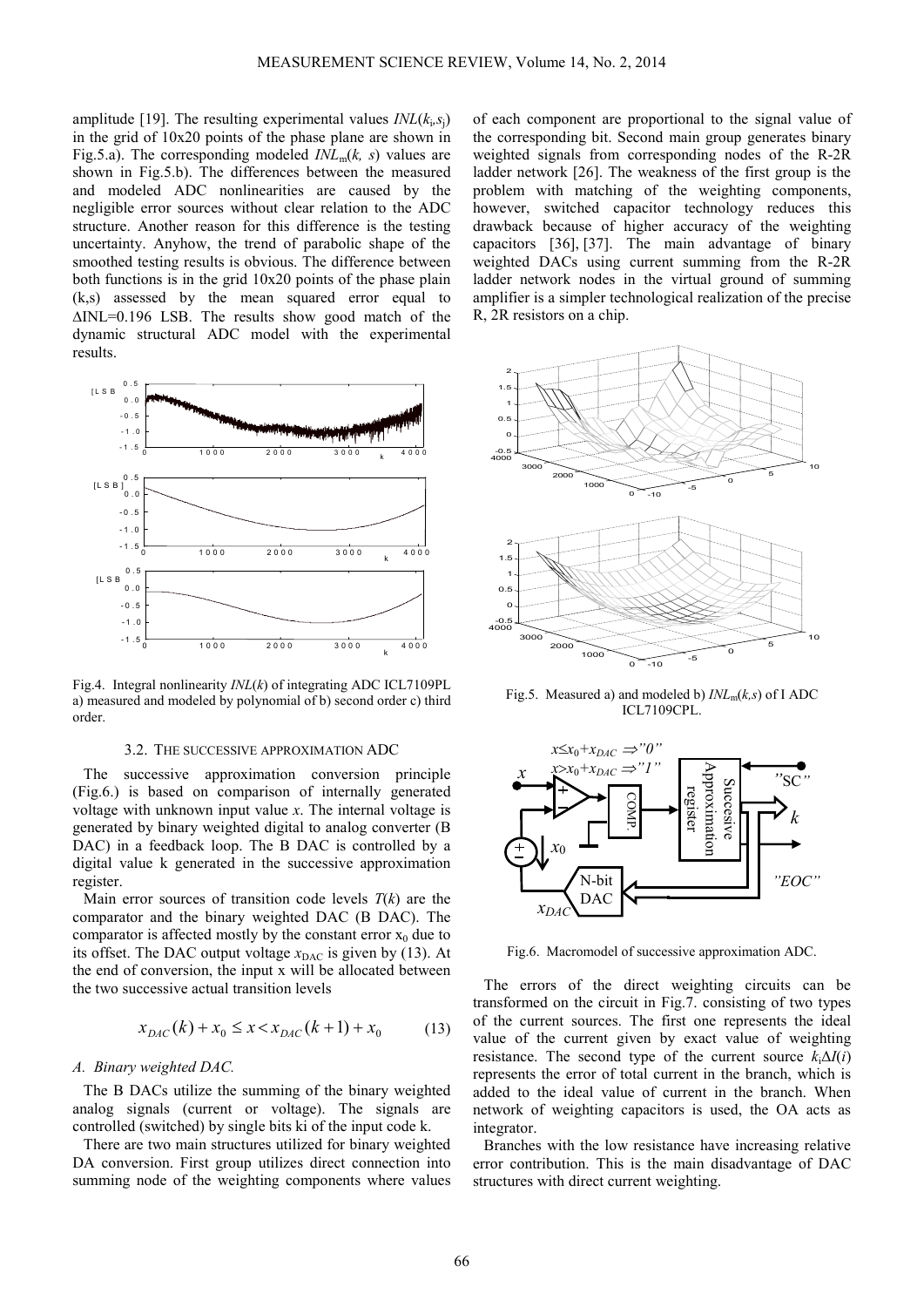amplitude [19]. The resulting experimental values $INL(k_i,s_j)$ in the grid of 10x20 points of the phase plane are shown in Fig.5.a). The corresponding modeled $INL_m(k, s)$ values are shown in Fig.5.b). The differences between the measured and modeled ADC nonlinearities are caused by the negligible error sources without clear relation to the ADC structure. Another reason for this difference is the testing uncertainty. Anyhow, the trend of parabolic shape of the smoothed testing results is obvious. The difference between both functions is in the grid 10x20 points of the phase plain (k,s) assessed by the mean squared error equal to ΔINL=0.196 LSB. The results show good match of the dynamic structural ADC model with the experimental results.

Fig.4. Integral nonlinearity $INL(k)$ of integrating ADC ICL7109PL a) measured and modeled by polynomial of b) second order c) third order.

### 3.2. The successive approximation ADC

The successive approximation conversion principle (Fig.6.) is based on comparison of internally generated voltage with unknown input value $x$. The internal voltage is generated by binary weighted digital to analog converter (B DAC) in a feedback loop. The B DAC is controlled by a digital value k generated in the successive approximation register.

Main error sources of transition code levels $T(k)$ are the comparator and the binary weighted DAC (B DAC). The comparator is affected mostly by the constant error $x_0$ due to its offset. The DAC output voltage $x_{DAC}$ is given by (13). At the end of conversion, the input x will be allocated between the two successive actual transition levels

$$x_{DAC}(k) + x_0 \leq x < x_{DAC}(k+1) + x_0 \qquad (13)$$

*A. Binary weighted DAC.*

The B DACs utilize the summing of the binary weighted analog signals (current or voltage). The signals are controlled (switched) by single bits ki of the input code k.

There are two main structures utilized for binary weighted DA conversion. First group utilizes direct connection into summing node of the weighting components where values of each component are proportional to the signal value of the corresponding bit. Second main group generates binary weighted signals from corresponding nodes of the R-2R ladder network [26]. The weakness of the first group is the problem with matching of the weighting components, however, switched capacitor technology reduces this drawback because of higher accuracy of the weighting capacitors [36], [37]. The main advantage of binary weighted DACs using current summing from the R-2R ladder network nodes in the virtual ground of summing amplifier is a simpler technological realization of the precise R, 2R resistors on a chip.

Fig.5. Measured a) and modeled b) $INL_m(k,s)$ of I ADC ICL7109CPL.

Fig.6. Macromodel of successive approximation ADC.

The errors of the direct weighting circuits can be transformed on the circuit in Fig.7. consisting of two types of the current sources. The first one represents the ideal value of the current given by exact value of weighting resistance. The second type of the current source $k_i\Delta I(i)$ represents the error of total current in the branch, which is added to the ideal value of current in the branch. When network of weighting capacitors is used, the OA acts as integrator.

Branches with the low resistance have increasing relative error contribution. This is the main disadvantage of DAC structures with direct current weighting.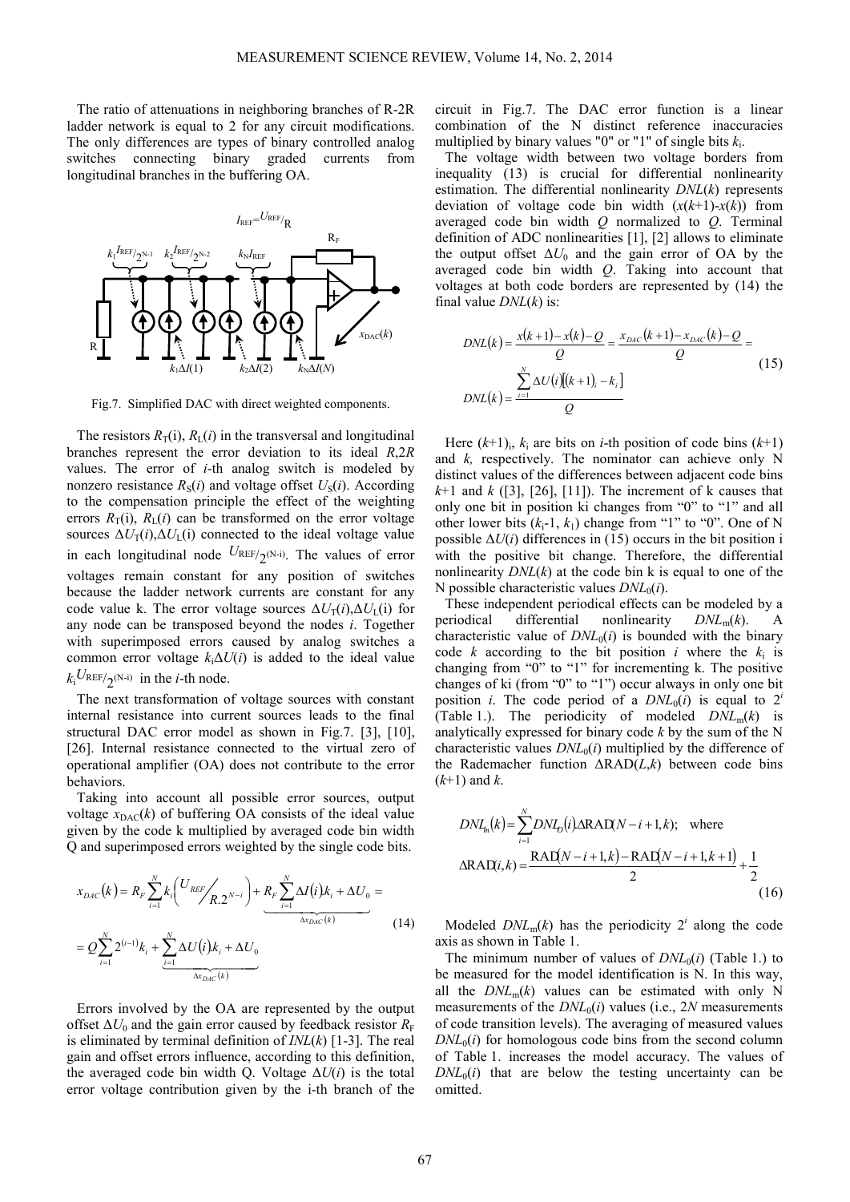The ratio of attenuations in neighboring branches of R-2R ladder network is equal to 2 for any circuit modifications. The only differences are types of binary controlled analog switches connecting binary graded currents from longitudinal branches in the buffering OA.

Fig.7. Simplified DAC with direct weighted components.

The resistors $R_T(i)$, $R_L(i)$ in the transversal and longitudinal branches represent the error deviation to its ideal $R$,$2R$ values. The error of $i$-th analog switch is modeled by nonzero resistance $R_S(i)$ and voltage offset $U_S(i)$. According to the compensation principle the effect of the weighting errors $R_T(i)$, $R_L(i)$ can be transformed on the error voltage sources $\Delta U_T(i)$,$\Delta U_L(i)$ connected to the ideal voltage value in each longitudinal node $U_{REF}/2^{(N-i)}$. The values of error voltages remain constant for any position of switches because the ladder network currents are constant for any code value k. The error voltage sources $\Delta U_T(i)$,$\Delta U_L(i)$ for any node can be transposed beyond the nodes $i$. Together with superimposed errors caused by analog switches a common error voltage $k_i\Delta U(i)$ is added to the ideal value $k_i U_{REF}/2^{(N-i)}$ in the $i$-th node.

The next transformation of voltage sources with constant internal resistance into current sources leads to the final structural DAC error model as shown in Fig.7. [3], [10], [26]. Internal resistance connected to the virtual zero of operational amplifier (OA) does not contribute to the error behaviors.

Taking into account all possible error sources, output voltage $x_{DAC}(k)$ of buffering OA consists of the ideal value given by the code k multiplied by averaged code bin width Q and superimposed errors weighted by the single code bits.

$$
\begin{aligned}
x_{DAC}(k) &= R_F \sum_{i=1}^{N} k_i \left( U_{REF} \Big/ R.2^{N-i} \right) + \underbrace{R_F \sum_{i=1}^{N} \Delta I(i).k_i + \Delta U_0}_{\Delta x_{DAC}(k)} = \\
&= Q \sum_{i=1}^{N} 2^{(i-1)} k_i + \underbrace{\sum_{i=1}^{N} \Delta U(i).k_i + \Delta U_0}_{\Delta x_{DAC}(k)}
\end{aligned}
\tag{14}
$$

Errors involved by the OA are represented by the output offset $\Delta U_0$ and the gain error caused by feedback resistor $R_F$ is eliminated by terminal definition of $INL(k)$ [1-3]. The real gain and offset errors influence, according to this definition, the averaged code bin width Q. Voltage $\Delta U(i)$ is the total error voltage contribution given by the i-th branch of the circuit in Fig.7. The DAC error function is a linear combination of the N distinct reference inaccuracies multiplied by binary values "0" or "1" of single bits $k_i$.

The voltage width between two voltage borders from inequality (13) is crucial for differential nonlinearity estimation. The differential nonlinearity $DNL(k)$ represents deviation of voltage code bin width $(x(k+1)-x(k))$ from averaged code bin width $Q$ normalized to $Q$. Terminal definition of ADC nonlinearities [1], [2] allows to eliminate the output offset $\Delta U_0$ and the gain error of OA by the averaged code bin width $Q$. Taking into account that voltages at both code borders are represented by (14) the final value $DNL(k)$ is:

$$
\begin{aligned}
DNL(k) &= \frac{x(k+1) - x(k) - Q}{Q} = \frac{x_{DAC}(k+1) - x_{DAC}(k) - Q}{Q} = \\
DNL(k) &= \frac{\sum_{i=1}^{N} \Delta U(i) \left[ (k+1)_i - k_i \right]}{Q}
\end{aligned}
\tag{15}
$$

Here $(k+1)_i$, $k_i$ are bits on $i$-th position of code bins $(k+1)$ and $k$, respectively. The nominator can achieve only N distinct values of the differences between adjacent code bins $k+1$ and $k$ ([3], [26], [11]). The increment of k causes that only one bit in position ki changes from "0" to "1" and all other lower bits ($k_i$-1, $k_1$) change from "1" to "0". One of N possible $\Delta U(i)$ differences in (15) occurs in the bit position i with the positive bit change. Therefore, the differential nonlinearity $DNL(k)$ at the code bin k is equal to one of the N possible characteristic values $DNL_0(i)$.

These independent periodical effects can be modeled by a periodical differential nonlinearity $DNL_m(k)$. A characteristic value of $DNL_0(i)$ is bounded with the binary code $k$ according to the bit position $i$ where the $k_i$ is changing from "0" to "1" for incrementing k. The positive changes of ki (from "0" to "1") occur always in only one bit position $i$. The code period of a $DNL_0(i)$ is equal to $2^i$ (Table 1.). The periodicity of modeled $DNL_m(k)$ is analytically expressed for binary code $k$ by the sum of the N characteristic values $DNL_0(i)$ multiplied by the difference of the Rademacher function $\Delta\text{RAD}(L,k)$ between code bins $(k+1)$ and $k$.

$$
\begin{aligned}
DNL_m(k) &= \sum_{i=1}^{N} DNL_O(i).\Delta\text{RAD}(N-i+1,k); \quad \text{where} \\
\Delta\text{RAD}(i,k) &= \frac{\text{RAD}(N-i+1,k) - \text{RAD}(N-i+1,k+1)}{2} + \frac{1}{2}
\end{aligned}
\tag{16}
$$

Modeled $DNL_m(k)$ has the periodicity $2^i$ along the code axis as shown in Table 1.

The minimum number of values of $DNL_0(i)$ (Table 1.) to be measured for the model identification is N. In this way, all the $DNL_m(k)$ values can be estimated with only N measurements of the $DNL_0(i)$ values (i.e., $2N$ measurements of code transition levels). The averaging of measured values $DNL_0(i)$ for homologous code bins from the second column of Table 1. increases the model accuracy. The values of $DNL_0(i)$ that are below the testing uncertainty can be omitted.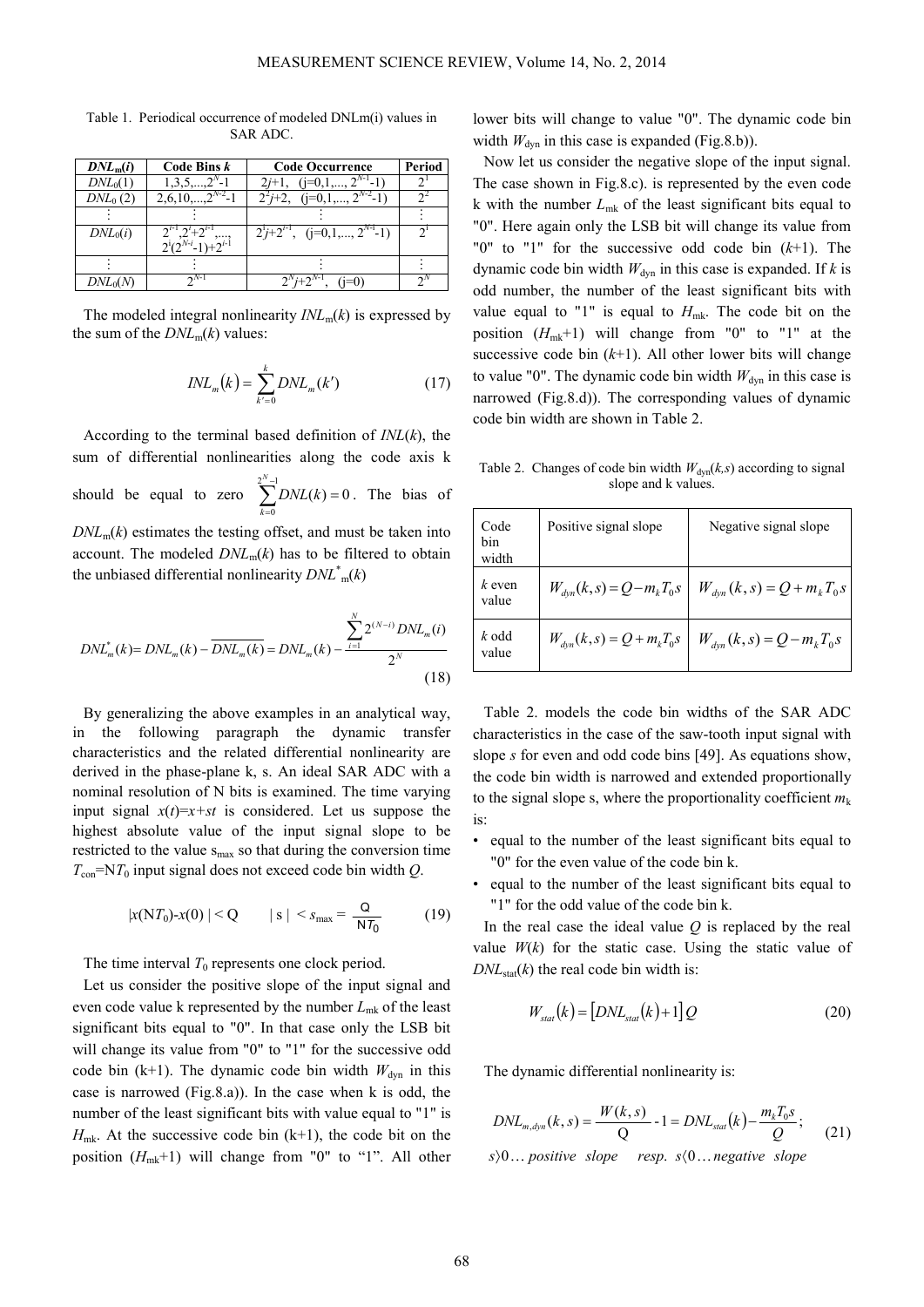Table 1. Periodical occurrence of modeled DNLm(i) values in SAR ADC.

| $DNL_m(i)$ | Code Bins $k$ | Code Occurrence | Period |
|---|---|---|---|
| $DNL_0(1)$ | $1,3,5,...,2^N-1$ | $2j+1,\ \ (j=0,1,...,2^{N-1}-1)$ | $2^1$ |
| $DNL_0(2)$ | $2,6,10,...,2^{N-2}-1$ | $2^2j+2,\ \ (j=0,1,...,2^{N-2}-1)$ | $2^2$ |
| ⋮ | ⋮ | ⋮ | ⋮ |
| $DNL_0(i)$ | $2^{i-1},2^i+2^{i-1},...,$ $2^i(2^{N-i}-1)+2^{i-1}$ | $2^ij+2^{i-1},\ \ (j=0,1,...,2^{N-1}-1)$ | $2^i$ |
| ⋮ | ⋮ | ⋮ | ⋮ |
| $DNL_0(N)$ | $2^{N-1}$ | $2^Nj+2^{N-1},\ \ (j=0)$ | $2^N$ |

The modeled integral nonlinearity $INL_m(k)$ is expressed by the sum of the $DNL_m(k)$ values:

$$INL_m(k) = \sum_{k'=0}^{k} DNL_m(k') \tag{17}$$

According to the terminal based definition of $INL(k)$, the sum of differential nonlinearities along the code axis k should be equal to zero $\sum_{k=0}^{2^N-1} DNL(k) = 0$. The bias of $DNL_m(k)$ estimates the testing offset, and must be taken into account. The modeled $DNL_m(k)$ has to be filtered to obtain the unbiased differential nonlinearity $DNL^*_m(k)$

$$DNL^*_m(k) = DNL_m(k) - \overline{DNL_m(k)} = DNL_m(k) - \frac{\sum_{i=1}^{N} 2^{(N-i)} DNL_m(i)}{2^N} \tag{18}$$

By generalizing the above examples in an analytical way, in the following paragraph the dynamic transfer characteristics and the related differential nonlinearity are derived in the phase-plane k, s. An ideal SAR ADC with a nominal resolution of N bits is examined. The time varying input signal $x(t)=x+st$ is considered. Let us suppose the highest absolute value of the input signal slope to be restricted to the value $s_{max}$ so that during the conversion time $T_{con}=NT_0$ input signal does not exceed code bin width $Q$.

$$|x(NT_0)-x(0)| < Q \qquad |s| < s_{max} = \frac{Q}{NT_0} \tag{19}$$

The time interval $T_0$ represents one clock period.

Let us consider the positive slope of the input signal and even code value k represented by the number $L_{mk}$ of the least significant bits equal to "0". In that case only the LSB bit will change its value from "0" to "1" for the successive odd code bin (k+1). The dynamic code bin width $W_{dyn}$ in this case is narrowed (Fig.8.a)). In the case when k is odd, the number of the least significant bits with value equal to "1" is $H_{mk}$. At the successive code bin (k+1), the code bit on the position ($H_{mk}$+1) will change from "0" to "1". All other lower bits will change to value "0". The dynamic code bin width $W_{dyn}$ in this case is expanded (Fig.8.b)).

Now let us consider the negative slope of the input signal. The case shown in Fig.8.c). is represented by the even code k with the number $L_{mk}$ of the least significant bits equal to "0". Here again only the LSB bit will change its value from "0" to "1" for the successive odd code bin ($k$+1). The dynamic code bin width $W_{dyn}$ in this case is expanded. If $k$ is odd number, the number of the least significant bits with value equal to "1" is equal to $H_{mk}$. The code bit on the position ($H_{mk}$+1) will change from "0" to "1" at the successive code bin ($k$+1). All other lower bits will change to value "0". The dynamic code bin width $W_{dyn}$ in this case is narrowed (Fig.8.d)). The corresponding values of dynamic code bin width are shown in Table 2.

Table 2. Changes of code bin width $W_{dyn}(k,s)$ according to signal slope and k values.

| Code bin width | Positive signal slope | Negative signal slope |
|---|---|---|
| $k$ even value | $W_{dyn}(k,s) = Q - m_k T_0 s$ | $W_{dyn}(k,s) = Q + m_k T_0 s$ |
| $k$ odd value | $W_{dyn}(k,s) = Q + m_k T_0 s$ | $W_{dyn}(k,s) = Q - m_k T_0 s$ |

Table 2. models the code bin widths of the SAR ADC characteristics in the case of the saw-tooth input signal with slope $s$ for even and odd code bins [49]. As equations show, the code bin width is narrowed and extended proportionally to the signal slope s, where the proportionality coefficient $m_k$ is:

- equal to the number of the least significant bits equal to "0" for the even value of the code bin k.
- equal to the number of the least significant bits equal to "1" for the odd value of the code bin k.

In the real case the ideal value $Q$ is replaced by the real value $W(k)$ for the static case. Using the static value of $DNL_{stat}(k)$ the real code bin width is:

$$W_{stat}(k) = [DNL_{stat}(k)+1]\,Q \tag{20}$$

The dynamic differential nonlinearity is:

$$DNL_{m,dyn}(k,s) = \frac{W(k,s)}{Q} - 1 = DNL_{stat}(k) - \frac{m_k T_0 s}{Q}; \tag{21}$$

$$s > 0 \ldots \text{positive slope} \quad \text{resp.} \quad s < 0 \ldots \text{negative slope}$$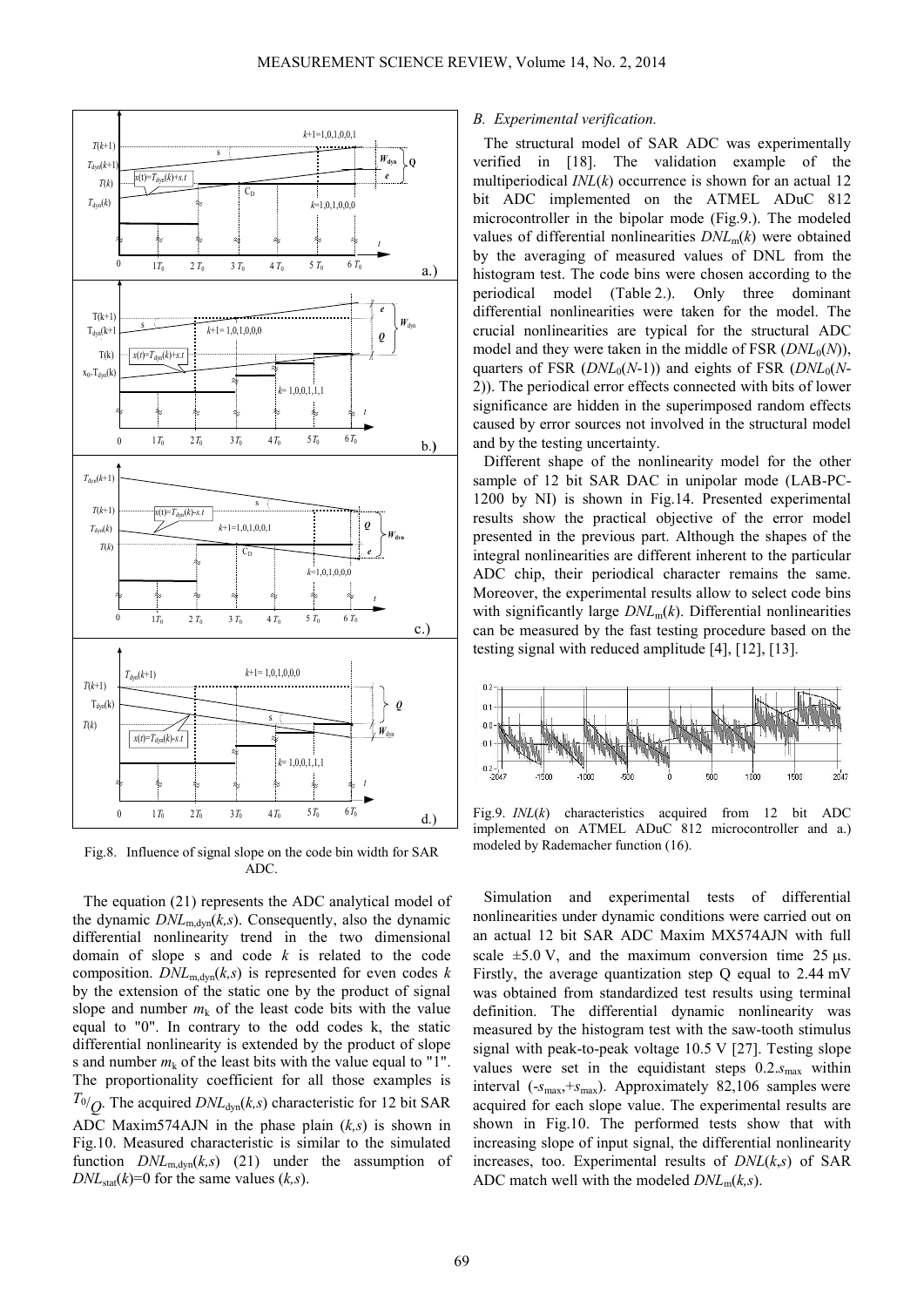Fig.8. Influence of signal slope on the code bin width for SAR ADC.

The equation (21) represents the ADC analytical model of the dynamic $DNL_{m,dyn}(k,s)$. Consequently, also the dynamic differential nonlinearity trend in the two dimensional domain of slope s and code $k$ is related to the code composition. $DNL_{m,dyn}(k,s)$ is represented for even codes $k$ by the extension of the static one by the product of signal slope and number $m_k$ of the least code bits with the value equal to "0". In contrary to the odd codes k, the static differential nonlinearity is extended by the product of slope s and number $m_k$ of the least bits with the value equal to "1". The proportionality coefficient for all those examples is $T_0/Q$. The acquired $DNL_{dyn}(k,s)$ characteristic for 12 bit SAR ADC Maxim574AJN in the phase plain $(k,s)$ is shown in Fig.10. Measured characteristic is similar to the simulated function $DNL_{m,dyn}(k,s)$ (21) under the assumption of $DNL_{stat}(k)=0$ for the same values $(k,s)$.

### B. Experimental verification.

The structural model of SAR ADC was experimentally verified in [18]. The validation example of the multiperiodical $INL(k)$ occurrence is shown for an actual 12 bit ADC implemented on the ATMEL ADuC 812 microcontroller in the bipolar mode (Fig.9.). The modeled values of differential nonlinearities $DNL_m(k)$ were obtained by the averaging of measured values of DNL from the histogram test. The code bins were chosen according to the periodical model (Table 2.). Only three dominant differential nonlinearities were taken for the model. The crucial nonlinearities are typical for the structural ADC model and they were taken in the middle of FSR ($DNL_0(N)$), quarters of FSR ($DNL_0(N$-1)) and eights of FSR ($DNL_0(N$-2)). The periodical error effects connected with bits of lower significance are hidden in the superimposed random effects caused by error sources not involved in the structural model and by the testing uncertainty.

Different shape of the nonlinearity model for the other sample of 12 bit SAR DAC in unipolar mode (LAB-PC-1200 by NI) is shown in Fig.14. Presented experimental results show the practical objective of the error model presented in the previous part. Although the shapes of the integral nonlinearities are different inherent to the particular ADC chip, their periodical character remains the same. Moreover, the experimental results allow to select code bins with significantly large $DNL_m(k)$. Differential nonlinearities can be measured by the fast testing procedure based on the testing signal with reduced amplitude [4], [12], [13].

Fig.9. $INL(k)$ characteristics acquired from 12 bit ADC implemented on ATMEL ADuC 812 microcontroller and a.) modeled by Rademacher function (16).

Simulation and experimental tests of differential nonlinearities under dynamic conditions were carried out on an actual 12 bit SAR ADC Maxim MX574AJN with full scale ±5.0 V, and the maximum conversion time 25 μs. Firstly, the average quantization step Q equal to 2.44 mV was obtained from standardized test results using terminal definition. The differential dynamic nonlinearity was measured by the histogram test with the saw-tooth stimulus signal with peak-to-peak voltage 10.5 V [27]. Testing slope values were set in the equidistant steps $0.2.s_{max}$ within interval $(-s_{max},+s_{max})$. Approximately 82,106 samples were acquired for each slope value. The experimental results are shown in Fig.10. The performed tests show that with increasing slope of input signal, the differential nonlinearity increases, too. Experimental results of $DNL(k,s)$ of SAR ADC match well with the modeled $DNL_m(k,s)$.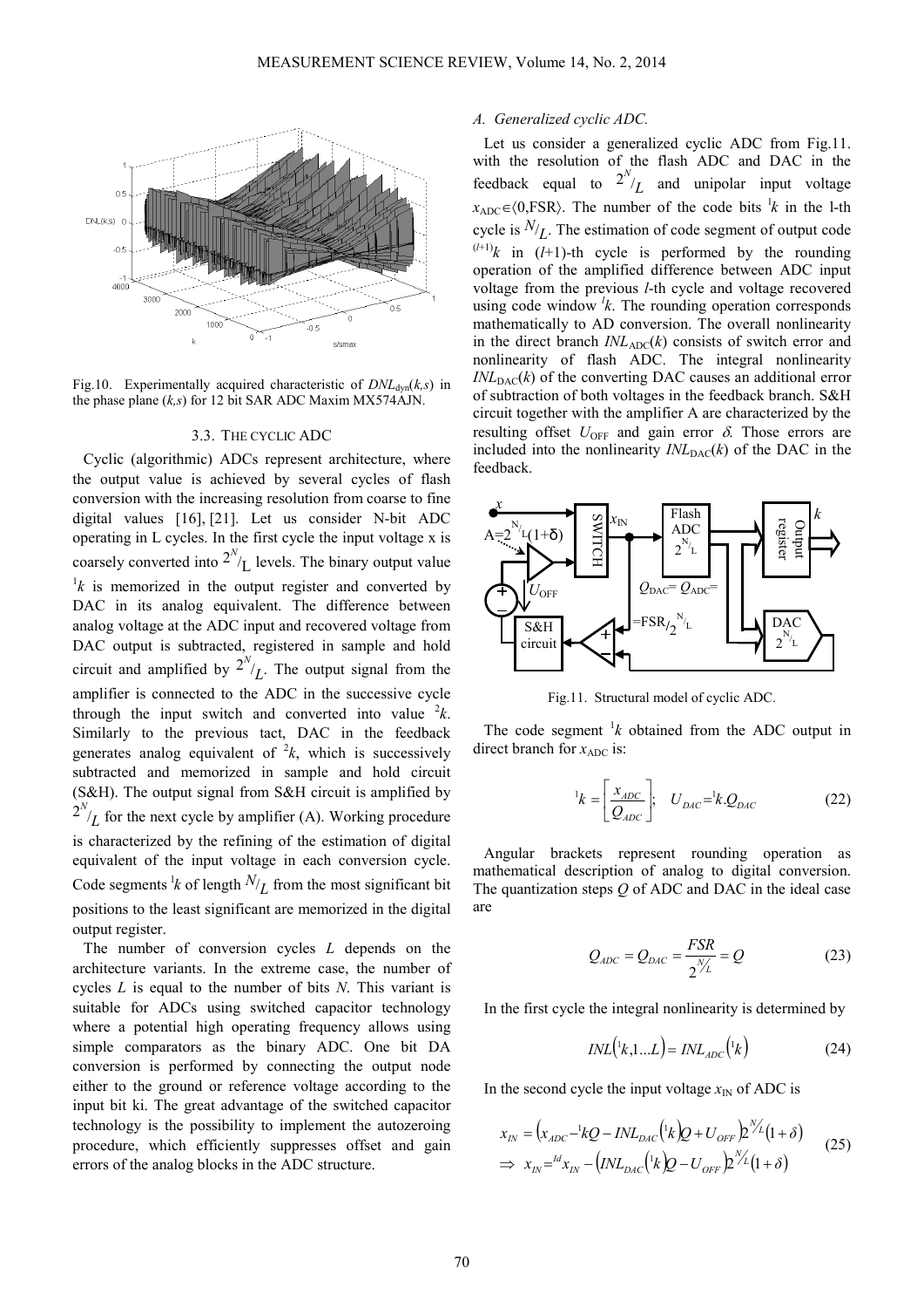Fig.10. Experimentally acquired characteristic of $DNL_{dyn}(k,s)$ in the phase plane $(k,s)$ for 12 bit SAR ADC Maxim MX574AJN.

### 3.3. THE CYCLIC ADC

Cyclic (algorithmic) ADCs represent architecture, where the output value is achieved by several cycles of flash conversion with the increasing resolution from coarse to fine digital values [16], [21]. Let us consider N-bit ADC operating in L cycles. In the first cycle the input voltage x is coarsely converted into $2^{N}/_{L}$ levels. The binary output value $^{1}k$ is memorized in the output register and converted by DAC in its analog equivalent. The difference between analog voltage at the ADC input and recovered voltage from DAC output is subtracted, registered in sample and hold circuit and amplified by $2^{N}/_{L}$. The output signal from the amplifier is connected to the ADC in the successive cycle through the input switch and converted into value $^{2}k$. Similarly to the previous tact, DAC in the feedback generates analog equivalent of $^{2}k$, which is successively subtracted and memorized in sample and hold circuit (S&H). The output signal from S&H circuit is amplified by $2^{N}/_{L}$ for the next cycle by amplifier (A). Working procedure is characterized by the refining of the estimation of digital equivalent of the input voltage in each conversion cycle. Code segments $^{l}k$ of length $N/_{L}$ from the most significant bit positions to the least significant are memorized in the digital output register.

The number of conversion cycles $L$ depends on the architecture variants. In the extreme case, the number of cycles $L$ is equal to the number of bits $N$. This variant is suitable for ADCs using switched capacitor technology where a potential high operating frequency allows using simple comparators as the binary ADC. One bit DA conversion is performed by connecting the output node either to the ground or reference voltage according to the input bit ki. The great advantage of the switched capacitor technology is the possibility to implement the autozeroing procedure, which efficiently suppresses offset and gain errors of the analog blocks in the ADC structure.

#### A. Generalized cyclic ADC.

Let us consider a generalized cyclic ADC from Fig.11. with the resolution of the flash ADC and DAC in the feedback equal to $2^{N}/_{L}$ and unipolar input voltage $x_{ADC}\in\langle 0,\mathrm{FSR}\rangle$. The number of the code bits $^{l}k$ in the l-th cycle is $N/_{L}$. The estimation of code segment of output code $^{(l+1)}k$ in $(l+1)$-th cycle is performed by the rounding operation of the amplified difference between ADC input voltage from the previous $l$-th cycle and voltage recovered using code window $^{l}k$. The rounding operation corresponds mathematically to AD conversion. The overall nonlinearity in the direct branch $INL_{ADC}(k)$ consists of switch error and nonlinearity of flash ADC. The integral nonlinearity $INL_{DAC}(k)$ of the converting DAC causes an additional error of subtraction of both voltages in the feedback branch. S&H circuit together with the amplifier A are characterized by the resulting offset $U_{OFF}$ and gain error $\delta$. Those errors are included into the nonlinearity $INL_{DAC}(k)$ of the DAC in the feedback.

Fig.11. Structural model of cyclic ADC.

The code segment $^{1}k$ obtained from the ADC output in direct branch for $x_{ADC}$ is:

$$^{1}k=\left[\frac{x_{ADC}}{Q_{ADC}}\right];\quad U_{DAC}={}^{1}k.Q_{DAC} \tag{22}$$

Angular brackets represent rounding operation as mathematical description of analog to digital conversion. The quantization steps $Q$ of ADC and DAC in the ideal case are

$$Q_{ADC}=Q_{DAC}=\frac{FSR}{2^{N/_{L}}}=Q \tag{23}$$

In the first cycle the integral nonlinearity is determined by

$$INL\left({}^{1}k,1...L\right)=INL_{ADC}\left({}^{1}k\right) \tag{24}$$

In the second cycle the input voltage $x_{IN}$ of ADC is

$$\begin{aligned}&x_{IN}=\left(x_{ADC}-{}^{1}kQ-INL_{DAC}\left({}^{1}k\right)Q+U_{OFF}\right)2^{N/_{L}}(1+\delta)\\&\Rightarrow\; x_{IN}={}^{Id}x_{IN}-\left(INL_{DAC}\left({}^{1}k\right)Q-U_{OFF}\right)2^{N/_{L}}(1+\delta)\end{aligned} \tag{25}$$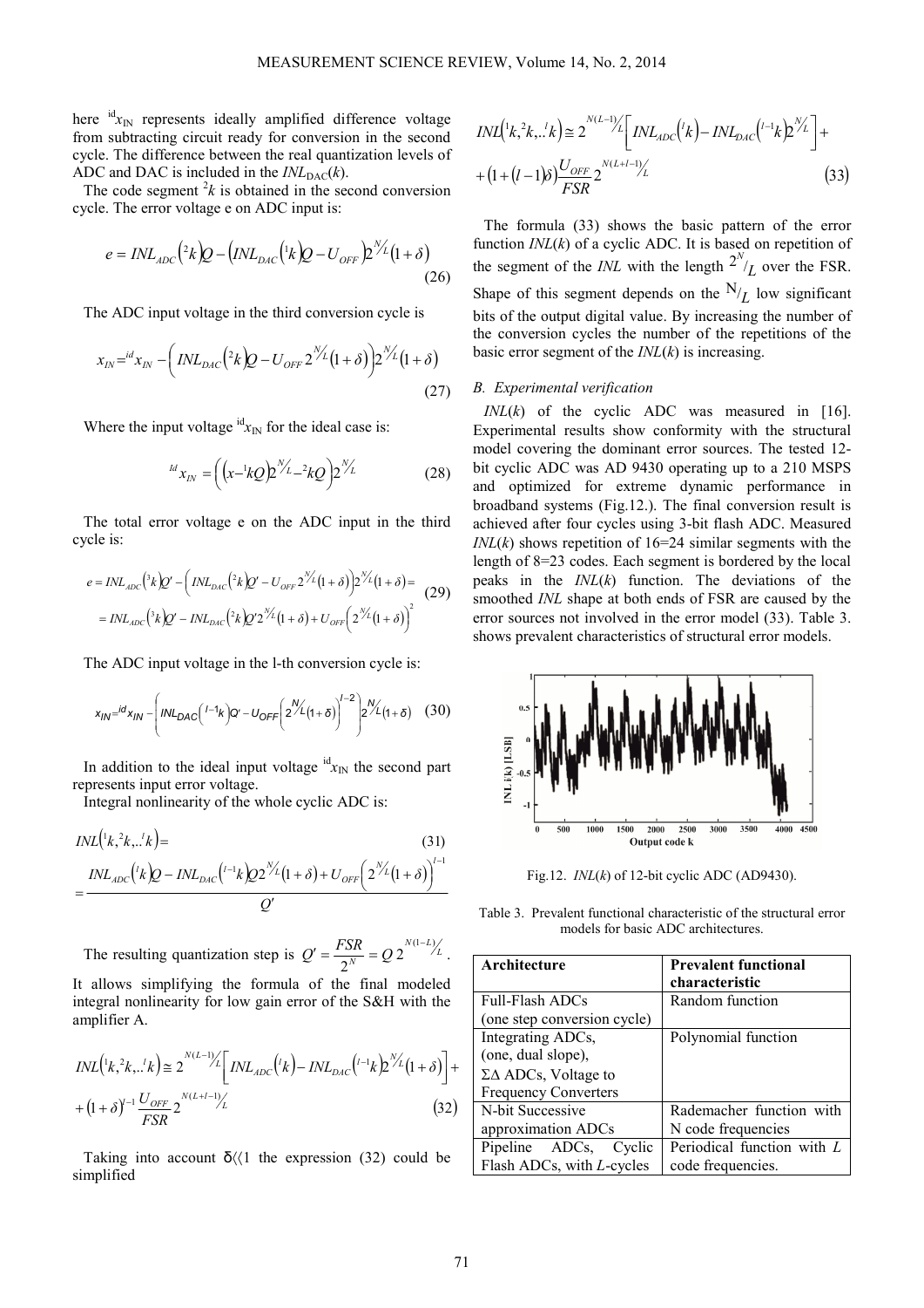here ${}^{id}x_{IN}$ represents ideally amplified difference voltage from subtracting circuit ready for conversion in the second cycle. The difference between the real quantization levels of ADC and DAC is included in the $INL_{DAC}(k)$.

The code segment ${}^{2}k$ is obtained in the second conversion cycle. The error voltage e on ADC input is:

$$e = INL_{ADC}\left({}^{2}k\right)Q - \left(INL_{DAC}\left({}^{1}k\right)Q - U_{OFF}\right)2^{N/L}(1+\delta) \tag{26}$$

The ADC input voltage in the third conversion cycle is

$$x_{IN} = {}^{id}x_{IN} - \left(INL_{DAC}\left({}^{2}k\right)Q - U_{OFF}\,2^{N/L}(1+\delta)\right)2^{N/L}(1+\delta) \tag{27}$$

Where the input voltage ${}^{id}x_{IN}$ for the ideal case is:

$${}^{Id}x_{IN} = \left(\left(x - {}^{1}kQ\right)2^{N/L} - {}^{2}kQ\right)2^{N/L} \tag{28}$$

The total error voltage e on the ADC input in the third cycle is:

$$\begin{aligned} e &= INL_{ADC}\left({}^{3}k\right)Q' - \left(INL_{DAC}\left({}^{2}k\right)Q' - U_{OFF}\,2^{N/L}(1+\delta)\right)2^{N/L}(1+\delta) = \\ &= INL_{ADC}\left({}^{3}k\right)Q' - INL_{DAC}\left({}^{2}k\right)Q'2^{N/L}(1+\delta) + U_{OFF}\left(2^{N/L}(1+\delta)\right)^{2} \end{aligned} \tag{29}$$

The ADC input voltage in the l-th conversion cycle is:

$$x_{IN} = {}^{id}x_{IN} - \left(INL_{DAC}\left({}^{l-1}k\right)Q' - U_{OFF}\left(2^{N/L}(1+\delta)\right)^{l-2}\right)2^{N/L}(1+\delta) \tag{30}$$

In addition to the ideal input voltage ${}^{id}x_{IN}$ the second part represents input error voltage.

Integral nonlinearity of the whole cyclic ADC is:

$$\begin{aligned} &INL\left({}^{1}k,{}^{2}k,..{}^{l}k\right) = \\ &= \frac{INL_{ADC}\left({}^{l}k\right)Q - INL_{DAC}\left({}^{l-1}k\right)Q2^{N/L}(1+\delta) + U_{OFF}\left(2^{N/L}(1+\delta)\right)^{l-1}}{Q'} \end{aligned} \tag{31}$$

The resulting quantization step is $Q' = \frac{FSR}{2^{N}} = Q\,2^{N(1-L)/L}$.

It allows simplifying the formula of the final modeled integral nonlinearity for low gain error of the S&H with the amplifier A.

$$\begin{aligned} INL\left({}^{1}k,{}^{2}k,..{}^{l}k\right) &\cong 2^{N(L-1)/L}\left[INL_{ADC}\left({}^{l}k\right) - INL_{DAC}\left({}^{l-1}k\right)2^{N/L}(1+\delta)\right] + \\ &+ (1+\delta)^{l-1}\frac{U_{OFF}}{FSR}2^{N(L+l-1)/L} \end{aligned} \tag{32}$$

Taking into account $\delta \langle\langle 1$ the expression (32) could be simplified

$$\begin{aligned} INL\left({}^{1}k,{}^{2}k,..{}^{l}k\right) &\cong 2^{N(L-1)/L}\left[INL_{ADC}\left({}^{l}k\right) - INL_{DAC}\left({}^{l-1}k\right)2^{N/L}\right] + \\ &+ (1+(l-1)\delta)\frac{U_{OFF}}{FSR}2^{N(L+l-1)/L} \end{aligned} \tag{33}$$

The formula (33) shows the basic pattern of the error function $INL(k)$ of a cyclic ADC. It is based on repetition of the segment of the $INL$ with the length $2^{N}/L$ over the FSR. Shape of this segment depends on the $N/L$ low significant bits of the output digital value. By increasing the number of the conversion cycles the number of the repetitions of the basic error segment of the $INL(k)$ is increasing.

### B. Experimental verification

$INL(k)$ of the cyclic ADC was measured in [16]. Experimental results show conformity with the structural model covering the dominant error sources. The tested 12-bit cyclic ADC was AD 9430 operating up to a 210 MSPS and optimized for extreme dynamic performance in broadband systems (Fig.12.). The final conversion result is achieved after four cycles using 3-bit flash ADC. Measured $INL(k)$ shows repetition of $16=2^4$ similar segments with the length of $8=2^3$ codes. Each segment is bordered by the local peaks in the $INL(k)$ function. The deviations of the smoothed $INL$ shape at both ends of FSR are caused by the error sources not involved in the error model (33). Table 3. shows prevalent characteristics of structural error models.

Fig.12. $INL(k)$ of 12-bit cyclic ADC (AD9430).

Table 3. Prevalent functional characteristic of the structural error models for basic ADC architectures.

| Architecture | Prevalent functional characteristic |
|---|---|
| Full-Flash ADCs (one step conversion cycle) | Random function |
| Integrating ADCs, (one, dual slope), ΣΔ ADCs, Voltage to Frequency Converters | Polynomial function |
| N-bit Successive approximation ADCs | Rademacher function with N code frequencies |
| Pipeline ADCs, Cyclic Flash ADCs, with $L$-cycles | Periodical function with $L$ code frequencies. |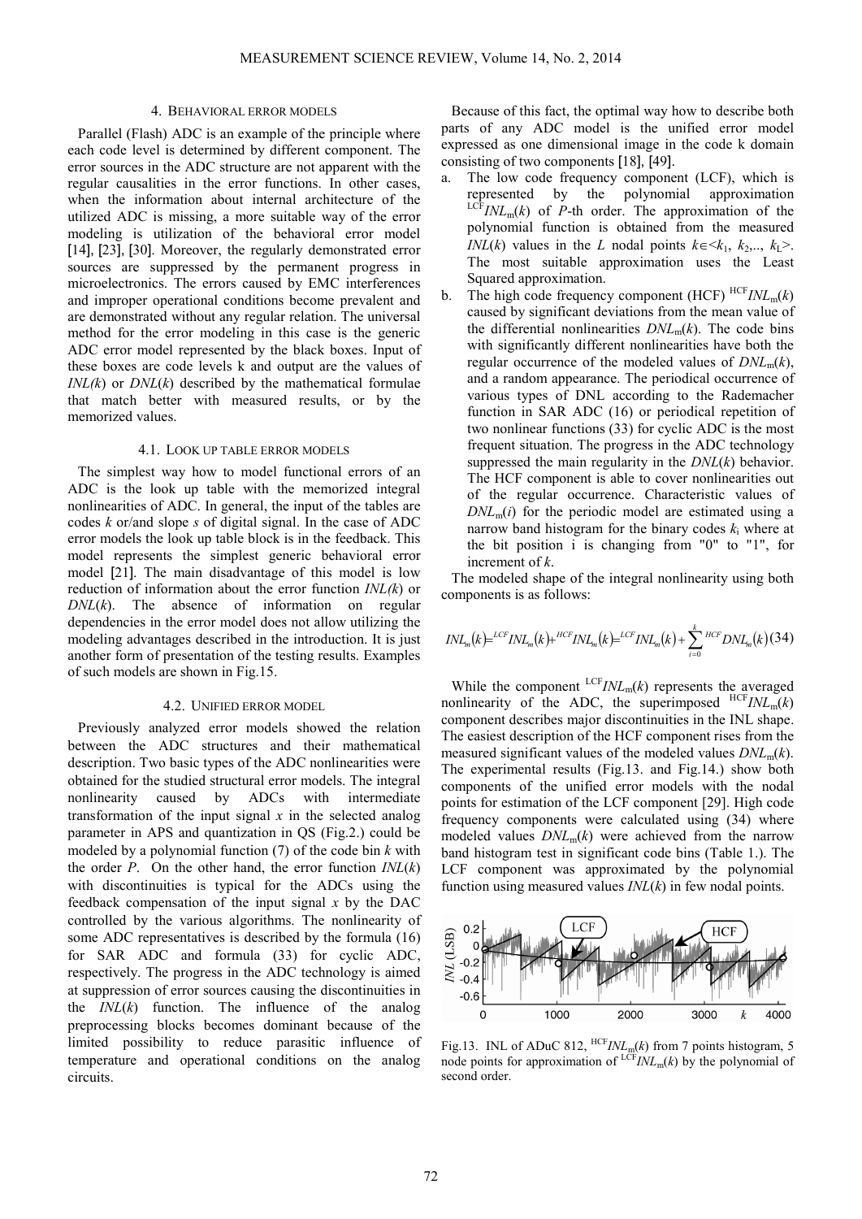## 4. BEHAVIORAL ERROR MODELS

Parallel (Flash) ADC is an example of the principle where each code level is determined by different component. The error sources in the ADC structure are not apparent with the regular causalities in the error functions. In other cases, when the information about internal architecture of the utilized ADC is missing, a more suitable way of the error modeling is utilization of the behavioral error model [14], [23], [30]. Moreover, the regularly demonstrated error sources are suppressed by the permanent progress in microelectronics. The errors caused by EMC interferences and improper operational conditions become prevalent and are demonstrated without any regular relation. The universal method for the error modeling in this case is the generic ADC error model represented by the black boxes. Input of these boxes are code levels k and output are the values of $INL(k)$ or $DNL(k)$ described by the mathematical formulae that match better with measured results, or by the memorized values.

### 4.1. LOOK UP TABLE ERROR MODELS

The simplest way how to model functional errors of an ADC is the look up table with the memorized integral nonlinearities of ADC. In general, the input of the tables are codes $k$ or/and slope $s$ of digital signal. In the case of ADC error models the look up table block is in the feedback. This model represents the simplest generic behavioral error model [21]. The main disadvantage of this model is low reduction of information about the error function $INL(k)$ or $DNL(k)$. The absence of information on regular dependencies in the error model does not allow utilizing the modeling advantages described in the introduction. It is just another form of presentation of the testing results. Examples of such models are shown in Fig.15.

### 4.2. UNIFIED ERROR MODEL

Previously analyzed error models showed the relation between the ADC structures and their mathematical description. Two basic types of the ADC nonlinearities were obtained for the studied structural error models. The integral nonlinearity caused by ADCs with intermediate transformation of the input signal $x$ in the selected analog parameter in APS and quantization in QS (Fig.2.) could be modeled by a polynomial function (7) of the code bin $k$ with the order $P$. On the other hand, the error function $INL(k)$ with discontinuities is typical for the ADCs using the feedback compensation of the input signal $x$ by the DAC controlled by the various algorithms. The nonlinearity of some ADC representatives is described by the formula (16) for SAR ADC and formula (33) for cyclic ADC, respectively. The progress in the ADC technology is aimed at suppression of error sources causing the discontinuities in the $INL(k)$ function. The influence of the analog preprocessing blocks becomes dominant because of the limited possibility to reduce parasitic influence of temperature and operational conditions on the analog circuits.

Because of this fact, the optimal way how to describe both parts of any ADC model is the unified error model expressed as one dimensional image in the code k domain consisting of two components [18], [49].

a. The low code frequency component (LCF), which is represented by the polynomial approximation ${}^{LCF}INL_m(k)$ of $P$-th order. The approximation of the polynomial function is obtained from the measured $INL(k)$ values in the $L$ nodal points $k \in \langle k_1, k_2,.., k_L \rangle$. The most suitable approximation uses the Least Squared approximation.
b. The high code frequency component (HCF) ${}^{HCF}INL_m(k)$ caused by significant deviations from the mean value of the differential nonlinearities $DNL_m(k)$. The code bins with significantly different nonlinearities have both the regular occurrence of the modeled values of $DNL_m(k)$, and a random appearance. The periodical occurrence of various types of DNL according to the Rademacher function in SAR ADC (16) or periodical repetition of two nonlinear functions (33) for cyclic ADC is the most frequent situation. The progress in the ADC technology suppressed the main regularity in the $DNL(k)$ behavior. The HCF component is able to cover nonlinearities out of the regular occurrence. Characteristic values of $DNL_m(i)$ for the periodic model are estimated using a narrow band histogram for the binary codes $k_i$ where at the bit position i is changing from "0" to "1", for increment of $k$.

The modeled shape of the integral nonlinearity using both components is as follows:

$$INL_m(k) = {}^{LCF}INL_m(k) + {}^{HCF}INL_m(k) = {}^{LCF}INL_m(k) + \sum_{i=0}^{k} {}^{HCF}DNL_m(k) \quad (34)$$

While the component ${}^{LCF}INL_m(k)$ represents the averaged nonlinearity of the ADC, the superimposed ${}^{HCF}INL_m(k)$ component describes major discontinuities in the INL shape. The easiest description of the HCF component rises from the measured significant values of the modeled values $DNL_m(k)$. The experimental results (Fig.13. and Fig.14.) show both components of the unified error models with the nodal points for estimation of the LCF component [29]. High code frequency components were calculated using (34) where modeled values $DNL_m(k)$ were achieved from the narrow band histogram test in significant code bins (Table 1.). The LCF component was approximated by the polynomial function using measured values $INL(k)$ in few nodal points.

Fig.13. INL of ADuC 812, ${}^{HCF}INL_m(k)$ from 7 points histogram, 5 node points for approximation of ${}^{LCF}INL_m(k)$ by the polynomial of second order.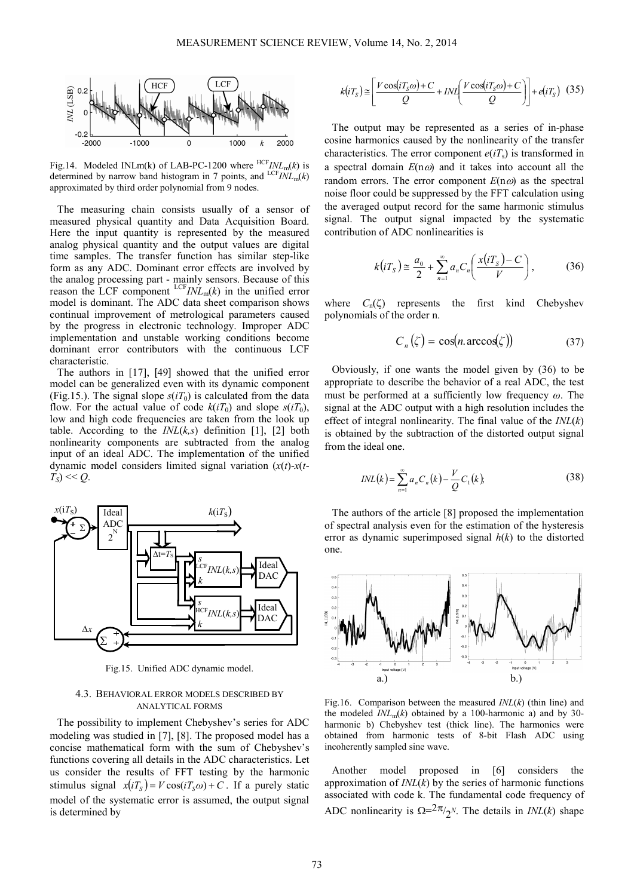Fig.14. Modeled INLm(k) of LAB-PC-1200 where ${}^{HCF}INL_m(k)$ is determined by narrow band histogram in 7 points, and ${}^{LCF}INL_m(k)$ approximated by third order polynomial from 9 nodes.

The measuring chain consists usually of a sensor of measured physical quantity and Data Acquisition Board. Here the input quantity is represented by the measured analog physical quantity and the output values are digital time samples. The transfer function has similar step-like form as any ADC. Dominant error effects are involved by the analog processing part - mainly sensors. Because of this reason the LCF component ${}^{LCF}INL_m(k)$ in the unified error model is dominant. The ADC data sheet comparison shows continual improvement of metrological parameters caused by the progress in electronic technology. Improper ADC implementation and unstable working conditions become dominant error contributors with the continuous LCF characteristic.

The authors in [17], [49] showed that the unified error model can be generalized even with its dynamic component (Fig.15.). The signal slope $s(iT_0)$ is calculated from the data flow. For the actual value of code $k(iT_0)$ and slope $s(iT_0)$, low and high code frequencies are taken from the look up table. According to the $INL(k,s)$ definition [1], [2] both nonlinearity components are subtracted from the analog input of an ideal ADC. The implementation of the unified dynamic model considers limited signal variation $(x(t)\text{-}x(t\text{-}T_S)) << Q$.

Fig.15. Unified ADC dynamic model.

### 4.3. Behavioral error models described by analytical forms

The possibility to implement Chebyshev's series for ADC modeling was studied in [7], [8]. The proposed model has a concise mathematical form with the sum of Chebyshev's functions covering all details in the ADC characteristics. Let us consider the results of FFT testing by the harmonic stimulus signal $x(iT_S) = V\cos(iT_S\omega) + C$. If a purely static model of the systematic error is assumed, the output signal is determined by

$$k(iT_S) \cong \left[\frac{V\cos(iT_S\omega)+C}{Q} + INL\left(\frac{V\cos(iT_S\omega)+C}{Q}\right)\right] + e(iT_S) \quad (35)$$

The output may be represented as a series of in-phase cosine harmonics caused by the nonlinearity of the transfer characteristics. The error component $e(iT_s)$ is transformed in a spectral domain $E(n\omega)$ and it takes into account all the random errors. The error component $E(n\omega)$ as the spectral noise floor could be suppressed by the FFT calculation using the averaged output record for the same harmonic stimulus signal. The output signal impacted by the systematic contribution of ADC nonlinearities is

$$k(iT_S) \cong \frac{a_0}{2} + \sum_{n=1}^{\infty} a_n C_n\left(\frac{x(iT_S) - C}{V}\right), \quad (36)$$

where $C_n(\zeta)$ represents the first kind Chebyshev polynomials of the order n.

$$C_n(\zeta) = \cos(n.\arccos(\zeta)) \quad (37)$$

Obviously, if one wants the model given by (36) to be appropriate to describe the behavior of a real ADC, the test must be performed at a sufficiently low frequency $\omega$. The signal at the ADC output with a high resolution includes the effect of integral nonlinearity. The final value of the $INL(k)$ is obtained by the subtraction of the distorted output signal from the ideal one.

$$INL(k) = \sum_{n=1}^{\infty} a_n C_n(k) - \frac{V}{Q} C_1(k); \quad (38)$$

The authors of the article [8] proposed the implementation of spectral analysis even for the estimation of the hysteresis error as dynamic superimposed signal $h(k)$ to the distorted one.

Fig.16. Comparison between the measured $INL(k)$ (thin line) and the modeled $INL_m(k)$ obtained by a 100-harmonic a) and by 30-harmonic b) Chebyshev test (thick line). The harmonics were obtained from harmonic tests of 8-bit Flash ADC using incoherently sampled sine wave.

Another model proposed in [6] considers the approximation of $INL(k)$ by the series of harmonic functions associated with code k. The fundamental code frequency of ADC nonlinearity is $\Omega = 2\pi/2^N$. The details in $INL(k)$ shape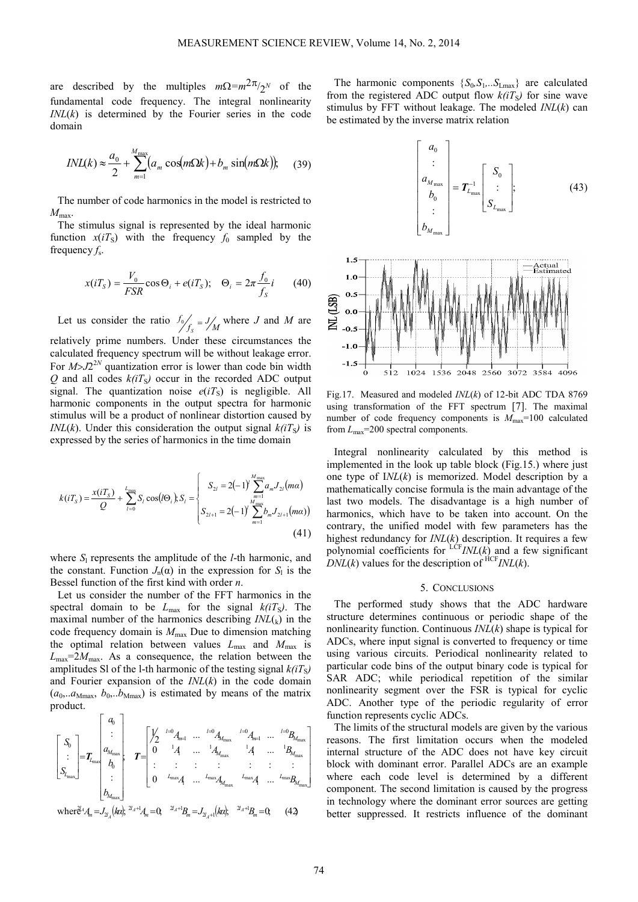are described by the multiples $m\Omega=m2\pi/2^N$ of the fundamental code frequency. The integral nonlinearity $INL(k)$ is determined by the Fourier series in the code domain

$$INL(k) \approx \frac{a_0}{2} + \sum_{m=1}^{M_{\max}} \left( a_m \cos(m\Omega k) + b_m \sin(m\Omega k) \right); \quad (39)$$

The number of code harmonics in the model is restricted to $M_{\max}$.

The stimulus signal is represented by the ideal harmonic function $x(iT_S)$ with the frequency $f_0$ sampled by the frequency $f_s$.

$$x(iT_S) = \frac{V_0}{FSR} \cos \Theta_i + e(iT_S); \quad \Theta_i = 2\pi \frac{f_0}{f_S} i \quad (40)$$

Let us consider the ratio $f_0/f_S = J/M$ where $J$ and $M$ are relatively prime numbers. Under these circumstances the calculated frequency spectrum will be without leakage error. For $M>J2^{2N}$ quantization error is lower than code bin width $Q$ and all codes $k(iT_S)$ occur in the recorded ADC output signal. The quantization noise $e(iT_S)$ is negligible. All harmonic components in the output spectra for harmonic stimulus will be a product of nonlinear distortion caused by $INL(k)$. Under this consideration the output signal $k(iT_S)$ is expressed by the series of harmonics in the time domain

$$k(iT_S) = \frac{x(iT_S)}{Q} + \sum_{l=0}^{L_{\max}} S_l \cos(l\Theta_i); S_l = \begin{cases} S_{2l} = 2(-1)^l \sum_{m=1}^{M_{\max}} a_m J_{2l}(m\alpha) \\ S_{2l+1} = 2(-1)^l \sum_{m=1}^{M_{\max}} b_m J_{2l+1}(m\alpha) \end{cases} \quad (41)$$

where $S_l$ represents the amplitude of the $l$-th harmonic, and the constant. Function $J_n(\alpha)$ in the expression for $S_l$ is the Bessel function of the first kind with order $n$.

Let us consider the number of the FFT harmonics in the spectral domain to be $L_{\max}$ for the signal $k(iT_S)$. The maximal number of the harmonics describing $INL(_k)$ in the code frequency domain is $M_{\max}$ Due to dimension matching the optimal relation between values $L_{\max}$ and $M_{\max}$ is $L_{\max}=2M_{\max}$. As a consequence, the relation between the amplitudes Sl of the l-th harmonic of the testing signal $k(iT_S)$ and Fourier expansion of the $INL(k)$ in the code domain ($a_0,..a_{M\max}$, $b_0,..b_{M\max}$) is estimated by means of the matrix product.

$$\begin{bmatrix} S_0 \\ \vdots \\ S_{L_{\max}} \end{bmatrix} = \boldsymbol{T}_{L_{\max}} \begin{bmatrix} a_0 \\ \vdots \\ a_{M_{\max}} \\ b_0 \\ \vdots \\ b_{M_{\max}} \end{bmatrix}; \quad \boldsymbol{T} = \begin{bmatrix} 1/2 & {}^{l=0}A_{m=1} & \dots & {}^{l=0}A_{M_{\max}} & {}^{l=0}A_{m=1} & \dots & {}^{l=0}B_{M_{\max}} \\ 0 & {}^{1}A_1 & \dots & {}^{1}A_{M_{\max}} & {}^{1}A_1 & \dots & {}^{1}B_{M_{\max}} \\ \vdots & \vdots & \vdots & \vdots & \vdots & \vdots & \vdots \\ 0 & {}^{L_{\max}}A_1 & \dots & {}^{L_{\max}}A_{M_{\max}} & {}^{L_{\max}}A_1 & \dots & {}^{L_{\max}}B_{M_{\max}} \end{bmatrix}$$

$$\text{where } {}^{2l_A}A_m = J_{2l_A}(k\alpha); \; {}^{2l_A+1}A_m = 0; \; {}^{2l_A+1}B_m = J_{2l_A+1}(k\alpha); \; {}^{2l_A+1}B_m = 0; \quad (42)$$

The harmonic components $\{S_0, S_1, ..S_{L\max}\}$ are calculated from the registered ADC output flow $k(iT_S)$ for sine wave stimulus by FFT without leakage. The modeled $INL(k)$ can be estimated by the inverse matrix relation

$$\begin{bmatrix} a_0 \\ \vdots \\ a_{M_{\max}} \\ b_0 \\ \vdots \\ b_{M_{\max}} \end{bmatrix} = \boldsymbol{T}_{L_{\max}}^{-1} \begin{bmatrix} S_0 \\ \vdots \\ S_{L_{\max}} \end{bmatrix}; \quad (43)$$

Fig.17. Measured and modeled $INL(k)$ of 12-bit ADC TDA 8769 using transformation of the FFT spectrum [7]. The maximal number of code frequency components is $M_{\max}$=100 calculated from $L_{\max}$=200 spectral components.

Integral nonlinearity calculated by this method is implemented in the look up table block (Fig.15.) where just one type of I*NL*($k$) is memorized. Model description by a mathematically concise formula is the main advantage of the last two models. The disadvantage is a high number of harmonics, which have to be taken into account. On the contrary, the unified model with few parameters has the highest redundancy for $INL(k)$ description. It requires a few polynomial coefficients for ${}^{LCF}INL(k)$ and a few significant $DNL(k)$ values for the description of ${}^{HCF}INL(k)$.

## 5. Conclusions

The performed study shows that the ADC hardware structure determines continuous or periodic shape of the nonlinearity function. Continuous $INL(k)$ shape is typical for ADCs, where input signal is converted to frequency or time using various circuits. Periodical nonlinearity related to particular code bins of the output binary code is typical for SAR ADC; while periodical repetition of the similar nonlinearity segment over the FSR is typical for cyclic ADC. Another type of the periodic regularity of error function represents cyclic ADCs.

The limits of the structural models are given by the various reasons. The first limitation occurs when the modeled internal structure of the ADC does not have key circuit block with dominant error. Parallel ADCs are an example where each code level is determined by a different component. The second limitation is caused by the progress in technology where the dominant error sources are getting better suppressed. It restricts influence of the dominant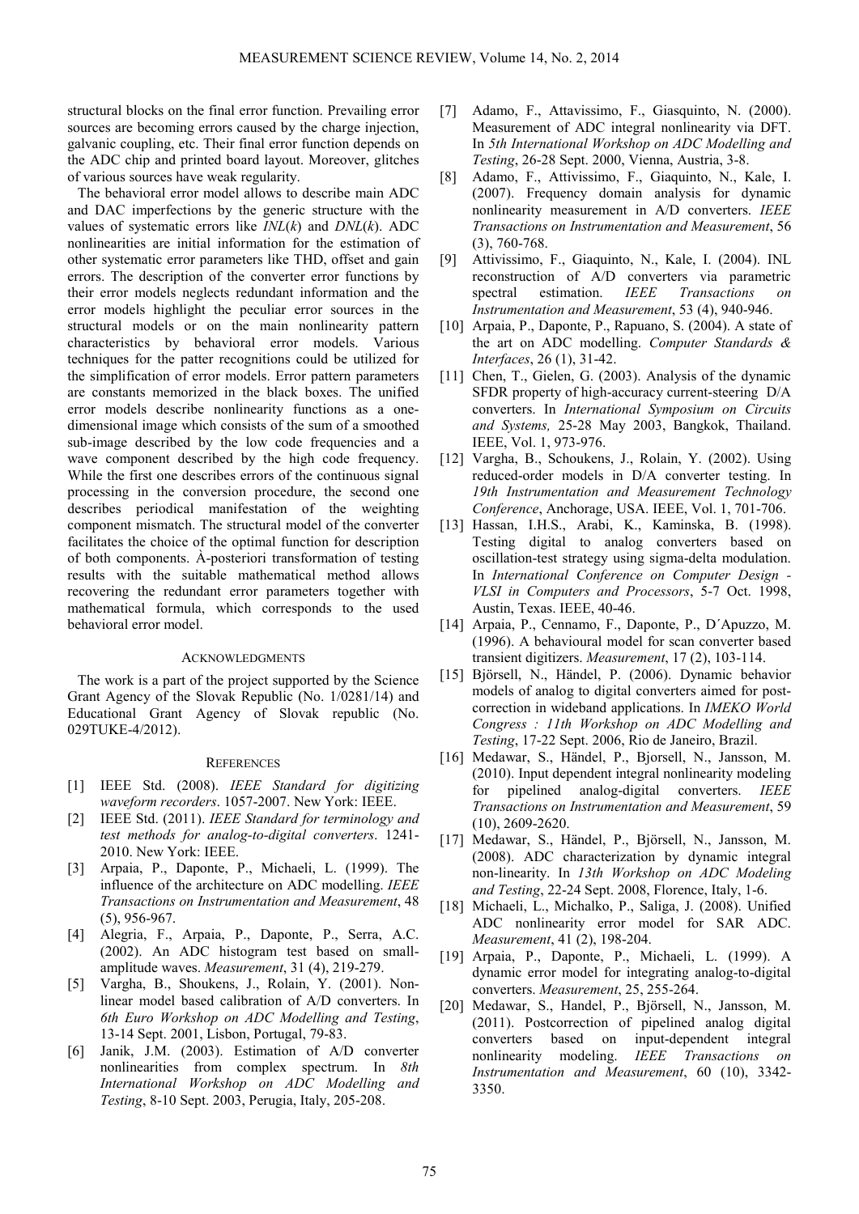structural blocks on the final error function. Prevailing error sources are becoming errors caused by the charge injection, galvanic coupling, etc. Their final error function depends on the ADC chip and printed board layout. Moreover, glitches of various sources have weak regularity.

The behavioral error model allows to describe main ADC and DAC imperfections by the generic structure with the values of systematic errors like $INL(k)$ and $DNL(k)$. ADC nonlinearities are initial information for the estimation of other systematic error parameters like THD, offset and gain errors. The description of the converter error functions by their error models neglects redundant information and the error models highlight the peculiar error sources in the structural models or on the main nonlinearity pattern characteristics by behavioral error models. Various techniques for the patter recognitions could be utilized for the simplification of error models. Error pattern parameters are constants memorized in the black boxes. The unified error models describe nonlinearity functions as a one-dimensional image which consists of the sum of a smoothed sub-image described by the low code frequencies and a wave component described by the high code frequency. While the first one describes errors of the continuous signal processing in the conversion procedure, the second one describes periodical manifestation of the weighting component mismatch. The structural model of the converter facilitates the choice of the optimal function for description of both components. À-posteriori transformation of testing results with the suitable mathematical method allows recovering the redundant error parameters together with mathematical formula, which corresponds to the used behavioral error model.

## ACKNOWLEDGMENTS

The work is a part of the project supported by the Science Grant Agency of the Slovak Republic (No. 1/0281/14) and Educational Grant Agency of Slovak republic (No. 029TUKE-4/2012).

## REFERENCES

[1] IEEE Std. (2008). *IEEE Standard for digitizing waveform recorders*. 1057-2007. New York: IEEE.

[2] IEEE Std. (2011). *IEEE Standard for terminology and test methods for analog-to-digital converters*. 1241-2010. New York: IEEE.

[3] Arpaia, P., Daponte, P., Michaeli, L. (1999). The influence of the architecture on ADC modelling. *IEEE Transactions on Instrumentation and Measurement*, 48 (5), 956-967.

[4] Alegria, F., Arpaia, P., Daponte, P., Serra, A.C. (2002). An ADC histogram test based on small-amplitude waves. *Measurement*, 31 (4), 219-279.

[5] Vargha, B., Shoukens, J., Rolain, Y. (2001). Non-linear model based calibration of A/D converters. In *6th Euro Workshop on ADC Modelling and Testing*, 13-14 Sept. 2001, Lisbon, Portugal, 79-83.

[6] Janik, J.M. (2003). Estimation of A/D converter nonlinearities from complex spectrum. In *8th International Workshop on ADC Modelling and Testing*, 8-10 Sept. 2003, Perugia, Italy, 205-208.

[7] Adamo, F., Attavissimo, F., Giasquinto, N. (2000). Measurement of ADC integral nonlinearity via DFT. In *5th International Workshop on ADC Modelling and Testing*, 26-28 Sept. 2000, Vienna, Austria, 3-8.

[8] Adamo, F., Attivissimo, F., Giaquinto, N., Kale, I. (2007). Frequency domain analysis for dynamic nonlinearity measurement in A/D converters. *IEEE Transactions on Instrumentation and Measurement*, 56 (3), 760-768.

[9] Attivissimo, F., Giaquinto, N., Kale, I. (2004). INL reconstruction of A/D converters via parametric spectral estimation. *IEEE Transactions on Instrumentation and Measurement*, 53 (4), 940-946.

[10] Arpaia, P., Daponte, P., Rapuano, S. (2004). A state of the art on ADC modelling. *Computer Standards & Interfaces*, 26 (1), 31-42.

[11] Chen, T., Gielen, G. (2003). Analysis of the dynamic SFDR property of high-accuracy current-steering D/A converters. In *International Symposium on Circuits and Systems,* 25-28 May 2003, Bangkok, Thailand. IEEE, Vol. 1, 973-976.

[12] Vargha, B., Schoukens, J., Rolain, Y. (2002). Using reduced-order models in D/A converter testing. In *19th Instrumentation and Measurement Technology Conference*, Anchorage, USA. IEEE, Vol. 1, 701-706.

[13] Hassan, I.H.S., Arabi, K., Kaminska, B. (1998). Testing digital to analog converters based on oscillation-test strategy using sigma-delta modulation. In *International Conference on Computer Design - VLSI in Computers and Processors*, 5-7 Oct. 1998, Austin, Texas. IEEE, 40-46.

[14] Arpaia, P., Cennamo, F., Daponte, P., D´Apuzzo, M. (1996). A behavioural model for scan converter based transient digitizers. *Measurement*, 17 (2), 103-114.

[15] Björsell, N., Händel, P. (2006). Dynamic behavior models of analog to digital converters aimed for post-correction in wideband applications. In *IMEKO World Congress : 11th Workshop on ADC Modelling and Testing*, 17-22 Sept. 2006, Rio de Janeiro, Brazil.

[16] Medawar, S., Händel, P., Bjorsell, N., Jansson, M. (2010). Input dependent integral nonlinearity modeling for pipelined analog-digital converters. *IEEE Transactions on Instrumentation and Measurement*, 59 (10), 2609-2620.

[17] Medawar, S., Händel, P., Björsell, N., Jansson, M. (2008). ADC characterization by dynamic integral non-linearity. In *13th Workshop on ADC Modeling and Testing*, 22-24 Sept. 2008, Florence, Italy, 1-6.

[18] Michaeli, L., Michalko, P., Saliga, J. (2008). Unified ADC nonlinearity error model for SAR ADC. *Measurement*, 41 (2), 198-204.

[19] Arpaia, P., Daponte, P., Michaeli, L. (1999). A dynamic error model for integrating analog-to-digital converters. *Measurement*, 25, 255-264.

[20] Medawar, S., Handel, P., Björsell, N., Jansson, M. (2011). Postcorrection of pipelined analog digital converters based on input-dependent integral nonlinearity modeling. *IEEE Transactions on Instrumentation and Measurement*, 60 (10), 3342-3350.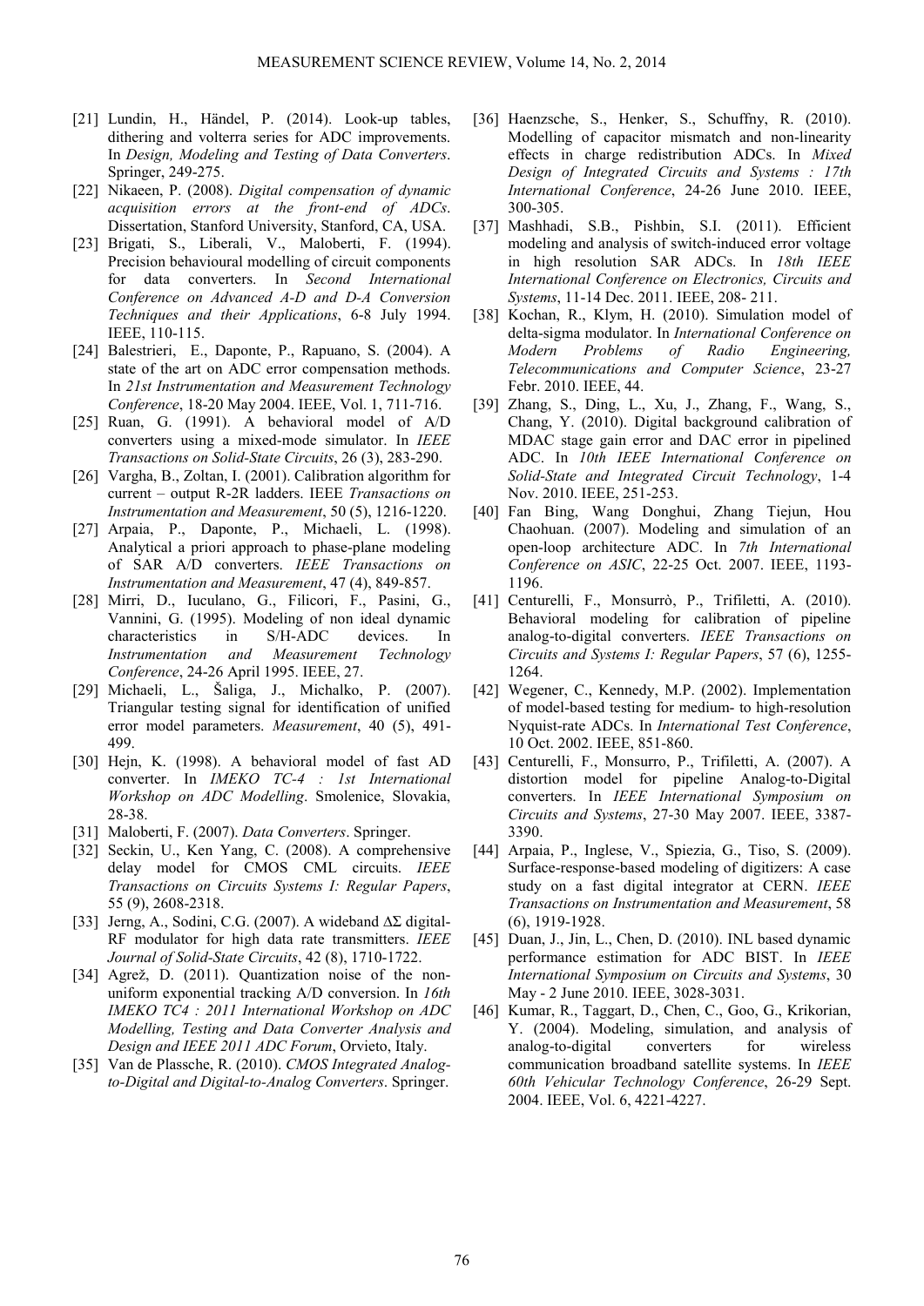[21] Lundin, H., Händel, P. (2014). Look-up tables, dithering and volterra series for ADC improvements. In *Design, Modeling and Testing of Data Converters*. Springer, 249-275.

[22] Nikaeen, P. (2008). *Digital compensation of dynamic acquisition errors at the front-end of ADCs*. Dissertation, Stanford University, Stanford, CA, USA.

[23] Brigati, S., Liberali, V., Maloberti, F. (1994). Precision behavioural modelling of circuit components for data converters. In *Second International Conference on Advanced A-D and D-A Conversion Techniques and their Applications*, 6-8 July 1994. IEEE, 110-115.

[24] Balestrieri, E., Daponte, P., Rapuano, S. (2004). A state of the art on ADC error compensation methods. In *21st Instrumentation and Measurement Technology Conference*, 18-20 May 2004. IEEE, Vol. 1, 711-716.

[25] Ruan, G. (1991). A behavioral model of A/D converters using a mixed-mode simulator. In *IEEE Transactions on Solid-State Circuits*, 26 (3), 283-290.

[26] Vargha, B., Zoltan, I. (2001). Calibration algorithm for current – output R-2R ladders. IEEE *Transactions on Instrumentation and Measurement*, 50 (5), 1216-1220.

[27] Arpaia, P., Daponte, P., Michaeli, L. (1998). Analytical a priori approach to phase-plane modeling of SAR A/D converters. *IEEE Transactions on Instrumentation and Measurement*, 47 (4), 849-857.

[28] Mirri, D., Iuculano, G., Filicori, F., Pasini, G., Vannini, G. (1995). Modeling of non ideal dynamic characteristics in S/H-ADC devices. In *Instrumentation and Measurement Technology Conference*, 24-26 April 1995. IEEE, 27.

[29] Michaeli, L., Šaliga, J., Michalko, P. (2007). Triangular testing signal for identification of unified error model parameters. *Measurement*, 40 (5), 491-499.

[30] Hejn, K. (1998). A behavioral model of fast AD converter. In *IMEKO TC-4 : 1st International Workshop on ADC Modelling*. Smolenice, Slovakia, 28-38.

[31] Maloberti, F. (2007). *Data Converters*. Springer.

[32] Seckin, U., Ken Yang, C. (2008). A comprehensive delay model for CMOS CML circuits. *IEEE Transactions on Circuits Systems I: Regular Papers*, 55 (9), 2608-2318.

[33] Jerng, A., Sodini, C.G. (2007). A wideband ΔΣ digital-RF modulator for high data rate transmitters. *IEEE Journal of Solid-State Circuits*, 42 (8), 1710-1722.

[34] Agrež, D. (2011). Quantization noise of the non-uniform exponential tracking A/D conversion. In *16th IMEKO TC4 : 2011 International Workshop on ADC Modelling, Testing and Data Converter Analysis and Design and IEEE 2011 ADC Forum*, Orvieto, Italy.

[35] Van de Plassche, R. (2010). *CMOS Integrated Analog-to-Digital and Digital-to-Analog Converters*. Springer.

[36] Haenzsche, S., Henker, S., Schuffny, R. (2010). Modelling of capacitor mismatch and non-linearity effects in charge redistribution ADCs. In *Mixed Design of Integrated Circuits and Systems : 17th International Conference*, 24-26 June 2010. IEEE, 300-305.

[37] Mashhadi, S.B., Pishbin, S.I. (2011). Efficient modeling and analysis of switch-induced error voltage in high resolution SAR ADCs. In *18th IEEE International Conference on Electronics, Circuits and Systems*, 11-14 Dec. 2011. IEEE, 208- 211.

[38] Kochan, R., Klym, H. (2010). Simulation model of delta-sigma modulator. In *International Conference on Modern Problems of Radio Engineering, Telecommunications and Computer Science*, 23-27 Febr. 2010. IEEE, 44.

[39] Zhang, S., Ding, L., Xu, J., Zhang, F., Wang, S., Chang, Y. (2010). Digital background calibration of MDAC stage gain error and DAC error in pipelined ADC. In *10th IEEE International Conference on Solid-State and Integrated Circuit Technology*, 1-4 Nov. 2010. IEEE, 251-253.

[40] Fan Bing, Wang Donghui, Zhang Tiejun, Hou Chaohuan. (2007). Modeling and simulation of an open-loop architecture ADC. In *7th International Conference on ASIC*, 22-25 Oct. 2007. IEEE, 1193-1196.

[41] Centurelli, F., Monsurrò, P., Trifiletti, A. (2010). Behavioral modeling for calibration of pipeline analog-to-digital converters. *IEEE Transactions on Circuits and Systems I: Regular Papers*, 57 (6), 1255-1264.

[42] Wegener, C., Kennedy, M.P. (2002). Implementation of model-based testing for medium- to high-resolution Nyquist-rate ADCs. In *International Test Conference*, 10 Oct. 2002. IEEE, 851-860.

[43] Centurelli, F., Monsurro, P., Trifiletti, A. (2007). A distortion model for pipeline Analog-to-Digital converters. In *IEEE International Symposium on Circuits and Systems*, 27-30 May 2007. IEEE, 3387-3390.

[44] Arpaia, P., Inglese, V., Spiezia, G., Tiso, S. (2009). Surface-response-based modeling of digitizers: A case study on a fast digital integrator at CERN. *IEEE Transactions on Instrumentation and Measurement*, 58 (6), 1919-1928.

[45] Duan, J., Jin, L., Chen, D. (2010). INL based dynamic performance estimation for ADC BIST. In *IEEE International Symposium on Circuits and Systems*, 30 May - 2 June 2010. IEEE, 3028-3031.

[46] Kumar, R., Taggart, D., Chen, C., Goo, G., Krikorian, Y. (2004). Modeling, simulation, and analysis of analog-to-digital converters for wireless communication broadband satellite systems. In *IEEE 60th Vehicular Technology Conference*, 26-29 Sept. 2004. IEEE, Vol. 6, 4221-4227.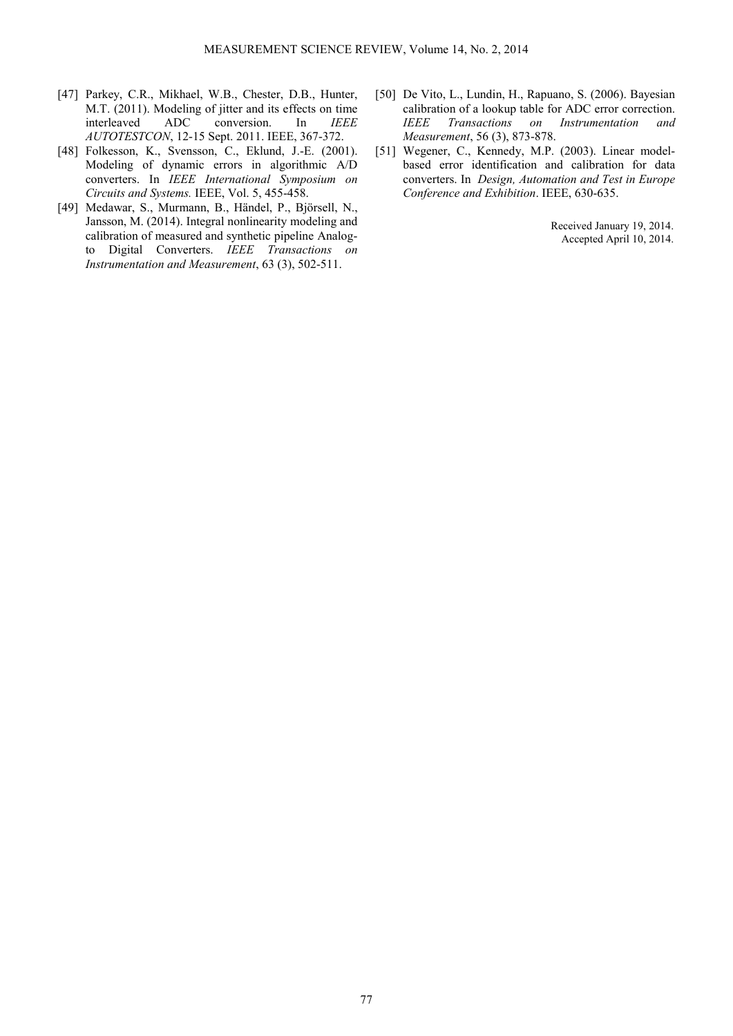[47] Parkey, C.R., Mikhael, W.B., Chester, D.B., Hunter, M.T. (2011). Modeling of jitter and its effects on time interleaved ADC conversion. In *IEEE AUTOTESTCON*, 12-15 Sept. 2011. IEEE, 367-372.

[48] Folkesson, K., Svensson, C., Eklund, J.-E. (2001). Modeling of dynamic errors in algorithmic A/D converters. In *IEEE International Symposium on Circuits and Systems.* IEEE, Vol. 5, 455-458.

[49] Medawar, S., Murmann, B., Händel, P., Björsell, N., Jansson, M. (2014). Integral nonlinearity modeling and calibration of measured and synthetic pipeline Analog-to Digital Converters. *IEEE Transactions on Instrumentation and Measurement*, 63 (3), 502-511.

[50] De Vito, L., Lundin, H., Rapuano, S. (2006). Bayesian calibration of a lookup table for ADC error correction. *IEEE Transactions on Instrumentation and Measurement*, 56 (3), 873-878.

[51] Wegener, C., Kennedy, M.P. (2003). Linear model-based error identification and calibration for data converters. In *Design, Automation and Test in Europe Conference and Exhibition*. IEEE, 630-635.

Received January 19, 2014.
Accepted April 10, 2014.